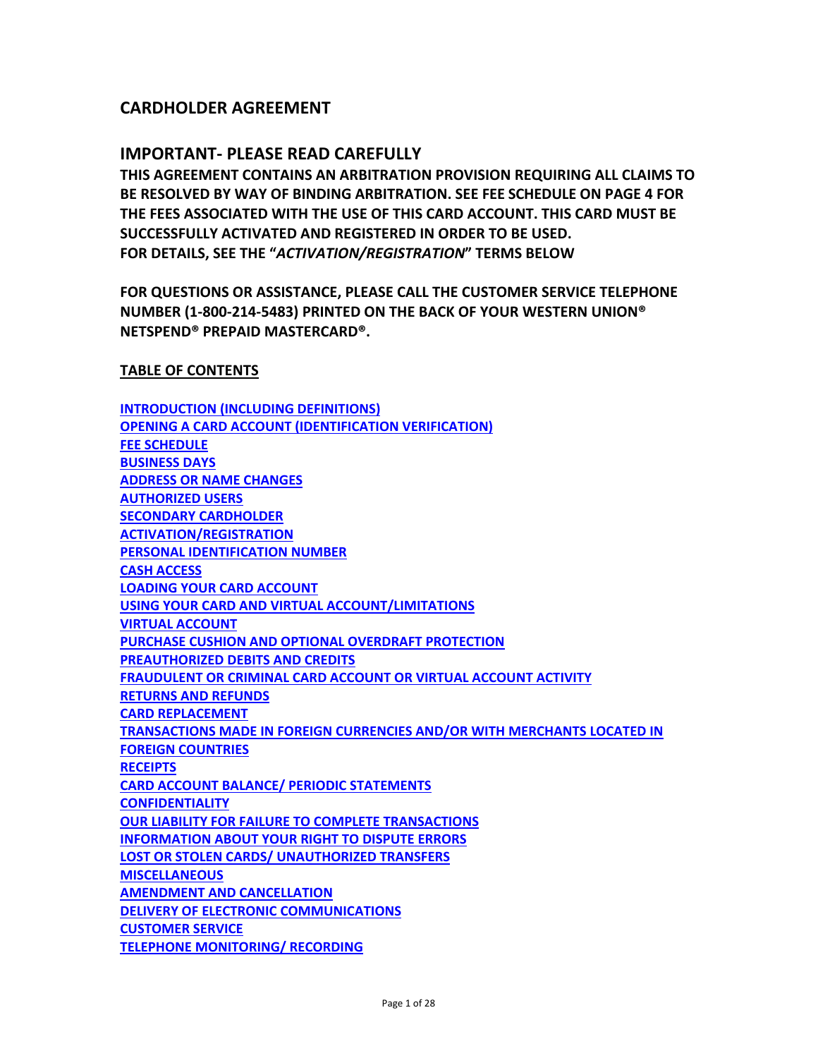## CARDHOLDER AGREEMENT

## IMPORTANT- PLEASE READ CAREFULLY

**THIS AGREEMENT CONTAINS AN ARBITRATION PROVISION REQUIRING ALL CLAIMS TO BE RESOLVED BY WAY OF BINDING ARBITRATION. SEE FEE SCHEDULE ON PAGE 4 FOR THE FEES ASSOCIATED WITH THE USE OF THIS CARD ACCOUNT. THIS CARD MUST BE SUCCESSFULLY ACTIVATED AND REGISTERED IN ORDER TO BE USED. FOR DETAILS, SEE THE "*ACTIVATION/REGISTRATION*" TERMS BELOW**

**FOR QUESTIONS OR ASSISTANCE, PLEASE CALL THE CUSTOMER SERVICE TELEPHONE NUMBER (1-800-214-5483) PRINTED ON THE BACK OF YOUR WESTERN UNION® NETSPEND® PREPAID MASTERCARD®.**

**TABLE OF CONTENTS**

- INTRODUCTION (INCLUDING DEFINITIONS)
- OPENING A CARD ACCOUNT (IDENTIFICATION VERIFICATION)
- FEE SCHEDULE
- BUSINESS DAYS
- ADDRESS OR NAME CHANGES
- AUTHORIZED USERS
- SECONDARY CARDHOLDER
- ACTIVATION/REGISTRATION
- PERSONAL IDENTIFICATION NUMBER
- CASH ACCESS
- LOADING YOUR CARD ACCOUNT
- USING YOUR CARD AND VIRTUAL ACCOUNT/LIMITATIONS
- VIRTUAL ACCOUNT
- PURCHASE CUSHION AND OPTIONAL OVERDRAFT PROTECTION
- PREAUTHORIZED DEBITS AND CREDITS
- FRAUDULENT OR CRIMINAL CARD ACCOUNT OR VIRTUAL ACCOUNT ACTIVITY
- RETURNS AND REFUNDS
- CARD REPLACEMENT
- TRANSACTIONS MADE IN FOREIGN CURRENCIES AND/OR WITH MERCHANTS LOCATED IN FOREIGN COUNTRIES
- RECEIPTS
- CARD ACCOUNT BALANCE/ PERIODIC STATEMENTS
- CONFIDENTIALITY
- OUR LIABILITY FOR FAILURE TO COMPLETE TRANSACTIONS
- INFORMATION ABOUT YOUR RIGHT TO DISPUTE ERRORS
- LOST OR STOLEN CARDS/ UNAUTHORIZED TRANSFERS
- MISCELLANEOUS
- AMENDMENT AND CANCELLATION
- DELIVERY OF ELECTRONIC COMMUNICATIONS
- CUSTOMER SERVICE
- TELEPHONE MONITORING/ RECORDING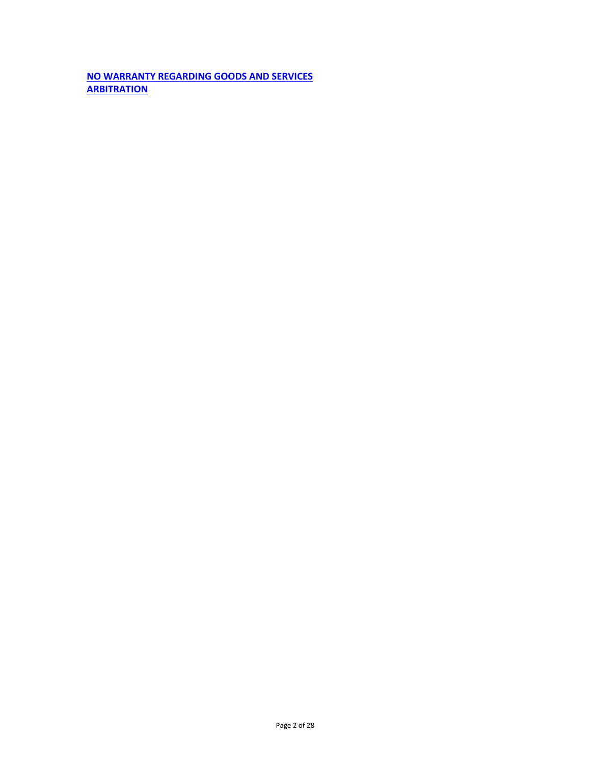[NO WARRANTY REGARDING GOODS AND SERVICES](#)
[ARBITRATION](#)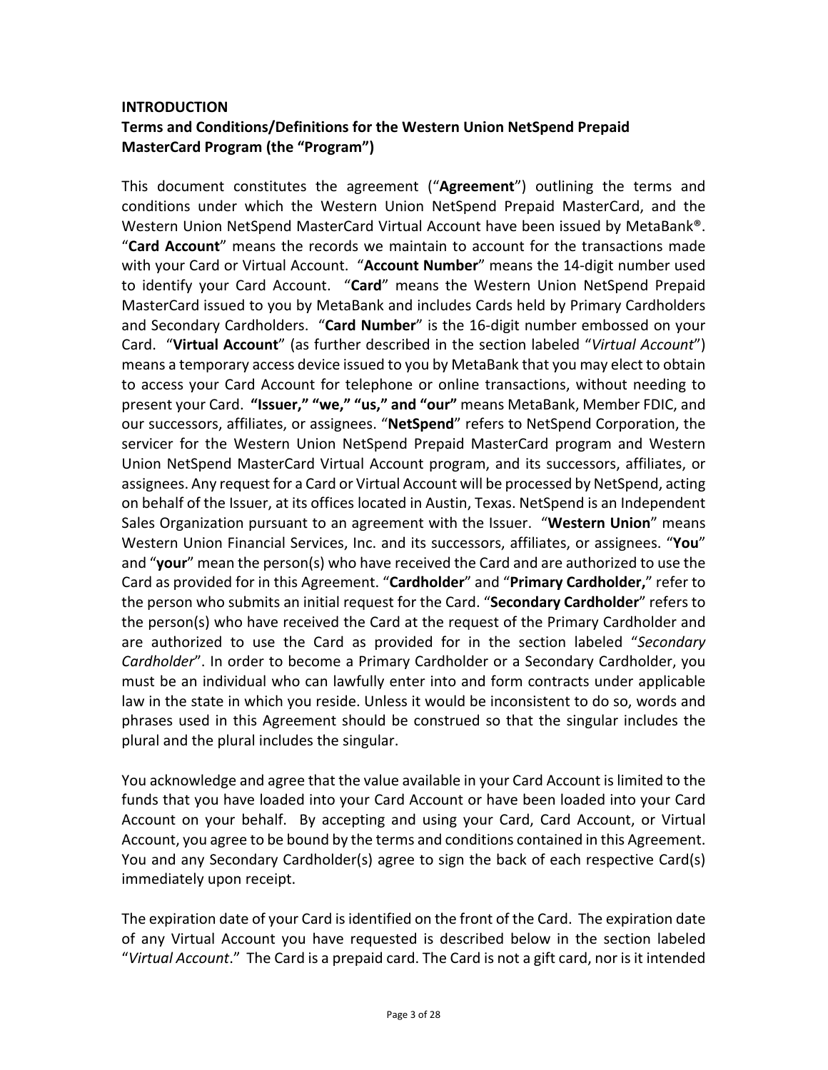## INTRODUCTION

### Terms and Conditions/Definitions for the Western Union NetSpend Prepaid MasterCard Program (the "Program")

This document constitutes the agreement ("**Agreement**") outlining the terms and conditions under which the Western Union NetSpend Prepaid MasterCard, and the Western Union NetSpend MasterCard Virtual Account have been issued by MetaBank®. "**Card Account**" means the records we maintain to account for the transactions made with your Card or Virtual Account. "**Account Number**" means the 14-digit number used to identify your Card Account. "**Card**" means the Western Union NetSpend Prepaid MasterCard issued to you by MetaBank and includes Cards held by Primary Cardholders and Secondary Cardholders. "**Card Number**" is the 16-digit number embossed on your Card. "**Virtual Account**" (as further described in the section labeled "*Virtual Account*") means a temporary access device issued to you by MetaBank that you may elect to obtain to access your Card Account for telephone or online transactions, without needing to present your Card. **"Issuer," "we," "us," and "our"** means MetaBank, Member FDIC, and our successors, affiliates, or assignees. "**NetSpend**" refers to NetSpend Corporation, the servicer for the Western Union NetSpend Prepaid MasterCard program and Western Union NetSpend MasterCard Virtual Account program, and its successors, affiliates, or assignees. Any request for a Card or Virtual Account will be processed by NetSpend, acting on behalf of the Issuer, at its offices located in Austin, Texas. NetSpend is an Independent Sales Organization pursuant to an agreement with the Issuer. "**Western Union**" means Western Union Financial Services, Inc. and its successors, affiliates, or assignees. "**You**" and "**your**" mean the person(s) who have received the Card and are authorized to use the Card as provided for in this Agreement. "**Cardholder**" and "**Primary Cardholder,**" refer to the person who submits an initial request for the Card. "**Secondary Cardholder**" refers to the person(s) who have received the Card at the request of the Primary Cardholder and are authorized to use the Card as provided for in the section labeled "*Secondary Cardholder*". In order to become a Primary Cardholder or a Secondary Cardholder, you must be an individual who can lawfully enter into and form contracts under applicable law in the state in which you reside. Unless it would be inconsistent to do so, words and phrases used in this Agreement should be construed so that the singular includes the plural and the plural includes the singular.

You acknowledge and agree that the value available in your Card Account is limited to the funds that you have loaded into your Card Account or have been loaded into your Card Account on your behalf. By accepting and using your Card, Card Account, or Virtual Account, you agree to be bound by the terms and conditions contained in this Agreement. You and any Secondary Cardholder(s) agree to sign the back of each respective Card(s) immediately upon receipt.

The expiration date of your Card is identified on the front of the Card. The expiration date of any Virtual Account you have requested is described below in the section labeled "*Virtual Account*." The Card is a prepaid card. The Card is not a gift card, nor is it intended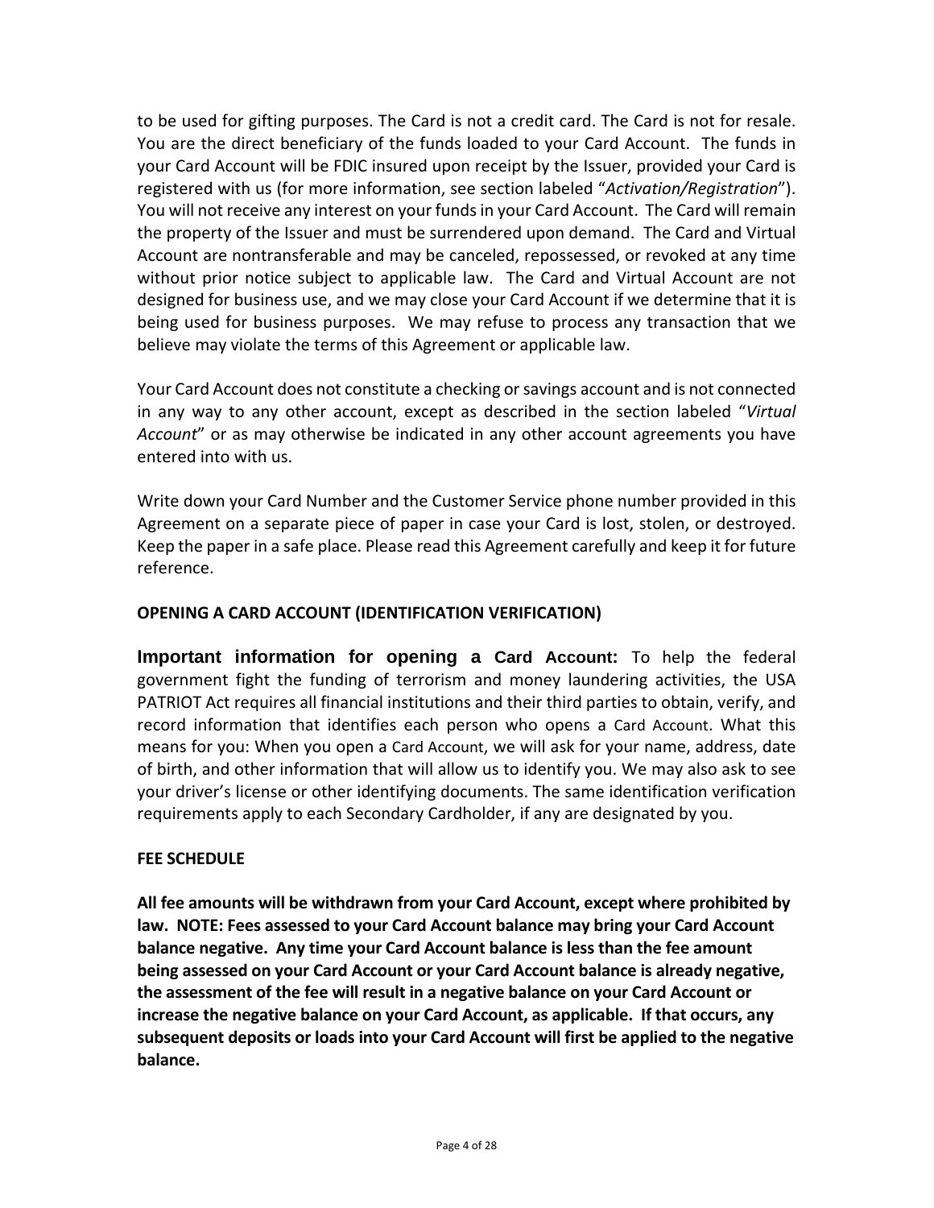to be used for gifting purposes. The Card is not a credit card. The Card is not for resale. You are the direct beneficiary of the funds loaded to your Card Account. The funds in your Card Account will be FDIC insured upon receipt by the Issuer, provided your Card is registered with us (for more information, see section labeled "*Activation/Registration*"). You will not receive any interest on your funds in your Card Account. The Card will remain the property of the Issuer and must be surrendered upon demand. The Card and Virtual Account are nontransferable and may be canceled, repossessed, or revoked at any time without prior notice subject to applicable law. The Card and Virtual Account are not designed for business use, and we may close your Card Account if we determine that it is being used for business purposes. We may refuse to process any transaction that we believe may violate the terms of this Agreement or applicable law.

Your Card Account does not constitute a checking or savings account and is not connected in any way to any other account, except as described in the section labeled "*Virtual Account*" or as may otherwise be indicated in any other account agreements you have entered into with us.

Write down your Card Number and the Customer Service phone number provided in this Agreement on a separate piece of paper in case your Card is lost, stolen, or destroyed. Keep the paper in a safe place. Please read this Agreement carefully and keep it for future reference.

**OPENING A CARD ACCOUNT (IDENTIFICATION VERIFICATION)**

**Important information for opening a Card Account:** To help the federal government fight the funding of terrorism and money laundering activities, the USA PATRIOT Act requires all financial institutions and their third parties to obtain, verify, and record information that identifies each person who opens a Card Account. What this means for you: When you open a Card Account, we will ask for your name, address, date of birth, and other information that will allow us to identify you. We may also ask to see your driver's license or other identifying documents. The same identification verification requirements apply to each Secondary Cardholder, if any are designated by you.

**FEE SCHEDULE**

**All fee amounts will be withdrawn from your Card Account, except where prohibited by law. NOTE: Fees assessed to your Card Account balance may bring your Card Account balance negative. Any time your Card Account balance is less than the fee amount being assessed on your Card Account or your Card Account balance is already negative, the assessment of the fee will result in a negative balance on your Card Account or increase the negative balance on your Card Account, as applicable. If that occurs, any subsequent deposits or loads into your Card Account will first be applied to the negative balance.**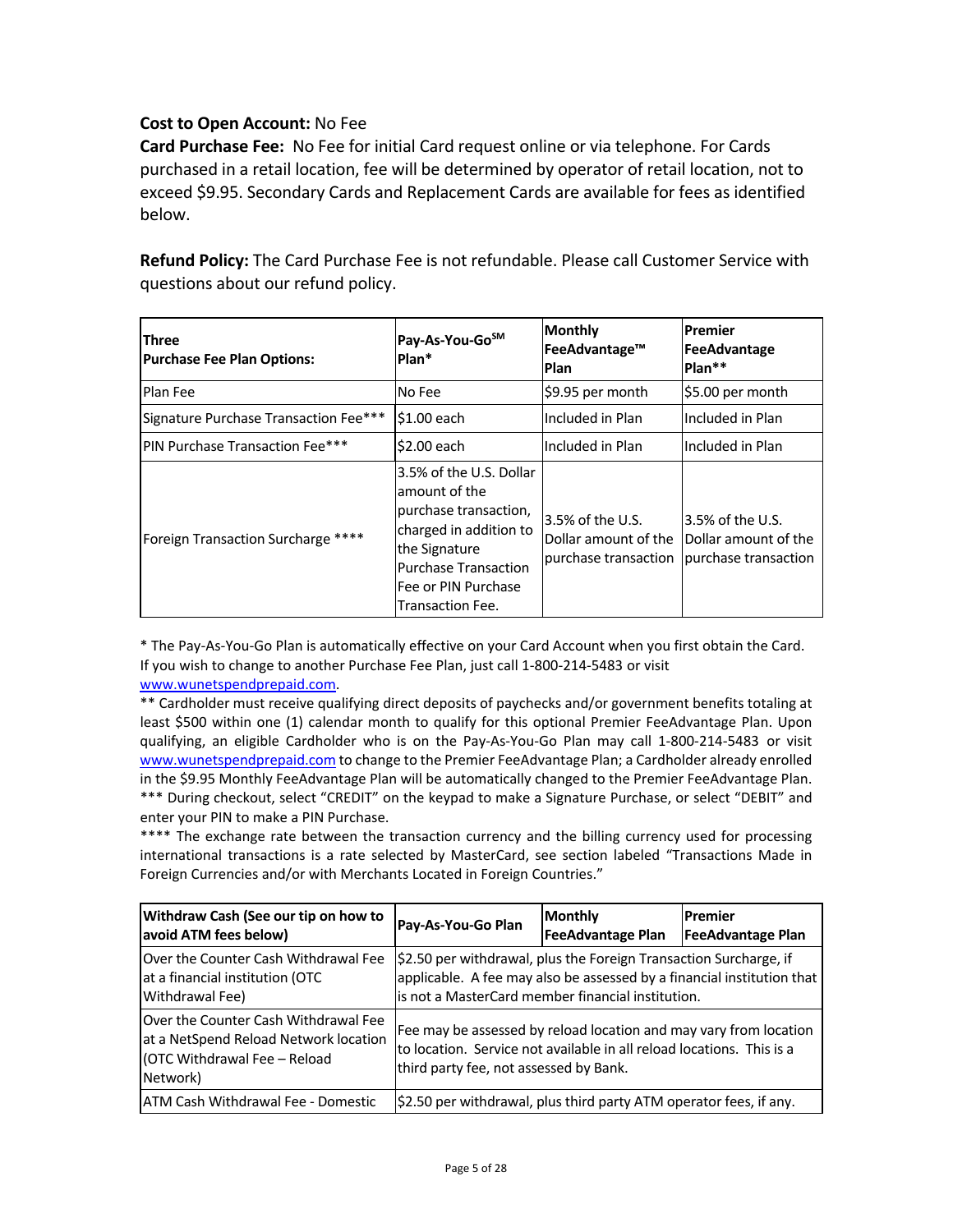**Cost to Open Account:** No Fee

**Card Purchase Fee:** No Fee for initial Card request online or via telephone. For Cards purchased in a retail location, fee will be determined by operator of retail location, not to exceed $9.95. Secondary Cards and Replacement Cards are available for fees as identified below.

**Refund Policy:** The Card Purchase Fee is not refundable. Please call Customer Service with questions about our refund policy.

| **Three Purchase Fee Plan Options:** | **Pay-As-You-Go[SM] Plan*** | **Monthly FeeAdvantage™ Plan** | **Premier FeeAdvantage Plan**** |
|---|---|---|---|
| Plan Fee | No Fee | $9.95 per month | $5.00 per month |
| Signature Purchase Transaction Fee*** | $1.00 each | Included in Plan | Included in Plan |
| PIN Purchase Transaction Fee*** | $2.00 each | Included in Plan | Included in Plan |
| Foreign Transaction Surcharge **** | 3.5% of the U.S. Dollar amount of the purchase transaction, charged in addition to the Signature Purchase Transaction Fee or PIN Purchase Transaction Fee. | 3.5% of the U.S. Dollar amount of the purchase transaction | 3.5% of the U.S. Dollar amount of the purchase transaction |

\* The Pay-As-You-Go Plan is automatically effective on your Card Account when you first obtain the Card. If you wish to change to another Purchase Fee Plan, just call 1-800-214-5483 or visit www.wunetspendprepaid.com.

** Cardholder must receive qualifying direct deposits of paychecks and/or government benefits totaling at least $500 within one (1) calendar month to qualify for this optional Premier FeeAdvantage Plan. Upon qualifying, an eligible Cardholder who is on the Pay-As-You-Go Plan may call 1-800-214-5483 or visit www.wunetspendprepaid.com to change to the Premier FeeAdvantage Plan; a Cardholder already enrolled in the $9.95 Monthly FeeAdvantage Plan will be automatically changed to the Premier FeeAdvantage Plan.

*** During checkout, select "CREDIT" on the keypad to make a Signature Purchase, or select "DEBIT" and enter your PIN to make a PIN Purchase.

**** The exchange rate between the transaction currency and the billing currency used for processing international transactions is a rate selected by MasterCard, see section labeled "Transactions Made in Foreign Currencies and/or with Merchants Located in Foreign Countries."

| **Withdraw Cash (See our tip on how to avoid ATM fees below)** | **Pay-As-You-Go Plan** | **Monthly FeeAdvantage Plan** | **Premier FeeAdvantage Plan** |
|---|---|---|---|
| Over the Counter Cash Withdrawal Fee at a financial institution (OTC Withdrawal Fee) | $2.50 per withdrawal, plus the Foreign Transaction Surcharge, if applicable. A fee may also be assessed by a financial institution that is not a MasterCard member financial institution. | | |
| Over the Counter Cash Withdrawal Fee at a NetSpend Reload Network location (OTC Withdrawal Fee – Reload Network) | Fee may be assessed by reload location and may vary from location to location. Service not available in all reload locations. This is a third party fee, not assessed by Bank. | | |
| ATM Cash Withdrawal Fee - Domestic | $2.50 per withdrawal, plus third party ATM operator fees, if any. | | |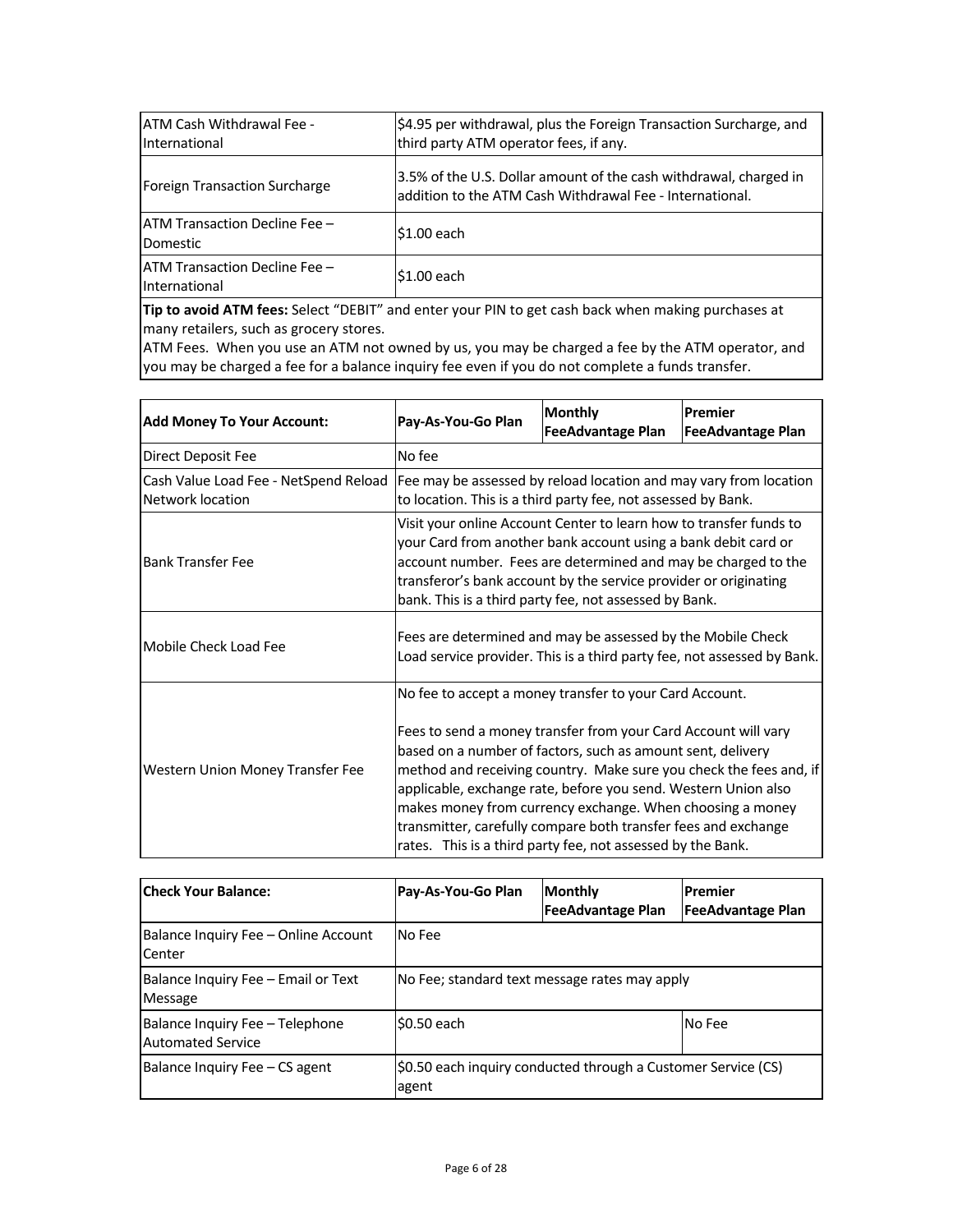| | |
|---|---|
| ATM Cash Withdrawal Fee - International | $4.95 per withdrawal, plus the Foreign Transaction Surcharge, and third party ATM operator fees, if any. |
| Foreign Transaction Surcharge | 3.5% of the U.S. Dollar amount of the cash withdrawal, charged in addition to the ATM Cash Withdrawal Fee - International. |
| ATM Transaction Decline Fee – Domestic | $1.00 each |
| ATM Transaction Decline Fee – International | $1.00 each |

**Tip to avoid ATM fees:** Select "DEBIT" and enter your PIN to get cash back when making purchases at many retailers, such as grocery stores.
ATM Fees. When you use an ATM not owned by us, you may be charged a fee by the ATM operator, and you may be charged a fee for a balance inquiry fee even if you do not complete a funds transfer.

| **Add Money To Your Account:** | **Pay-As-You-Go Plan** | **Monthly FeeAdvantage Plan** | **Premier FeeAdvantage Plan** |
|---|---|---|---|
| Direct Deposit Fee | No fee | | |
| Cash Value Load Fee - NetSpend Reload Network location | Fee may be assessed by reload location and may vary from location to location. This is a third party fee, not assessed by Bank. | | |
| Bank Transfer Fee | Visit your online Account Center to learn how to transfer funds to your Card from another bank account using a bank debit card or account number. Fees are determined and may be charged to the transferor's bank account by the service provider or originating bank. This is a third party fee, not assessed by Bank. | | |
| Mobile Check Load Fee | Fees are determined and may be assessed by the Mobile Check Load service provider. This is a third party fee, not assessed by Bank. | | |
| Western Union Money Transfer Fee | No fee to accept a money transfer to your Card Account.<br><br>Fees to send a money transfer from your Card Account will vary based on a number of factors, such as amount sent, delivery method and receiving country. Make sure you check the fees and, if applicable, exchange rate, before you send. Western Union also makes money from currency exchange. When choosing a money transmitter, carefully compare both transfer fees and exchange rates. This is a third party fee, not assessed by the Bank. | | |

| **Check Your Balance:** | **Pay-As-You-Go Plan** | **Monthly FeeAdvantage Plan** | **Premier FeeAdvantage Plan** |
|---|---|---|---|
| Balance Inquiry Fee – Online Account Center | No Fee | | |
| Balance Inquiry Fee – Email or Text Message | No Fee; standard text message rates may apply | | |
| Balance Inquiry Fee – Telephone Automated Service | $0.50 each | | No Fee |
| Balance Inquiry Fee – CS agent | $0.50 each inquiry conducted through a Customer Service (CS) agent | | |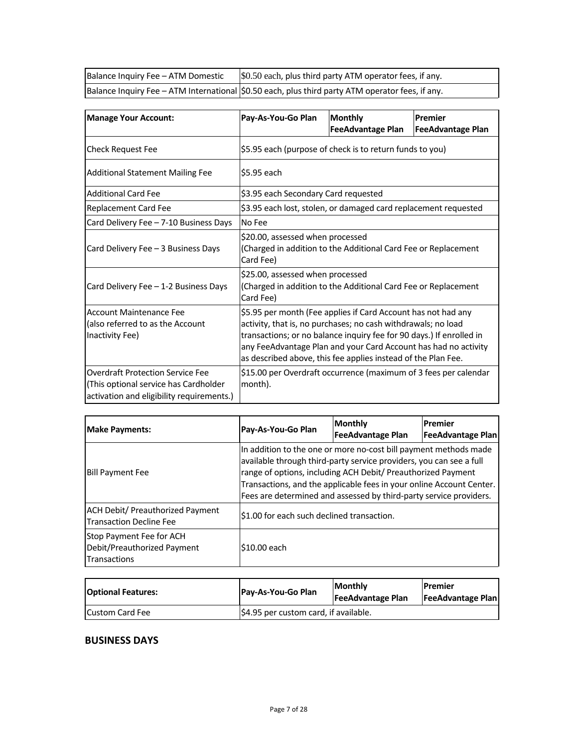| Balance Inquiry Fee – ATM Domestic | $0.50 each, plus third party ATM operator fees, if any. |
|---|---|
| Balance Inquiry Fee – ATM International | $0.50 each, plus third party ATM operator fees, if any. |

| Manage Your Account: | Pay-As-You-Go Plan | Monthly FeeAdvantage Plan | Premier FeeAdvantage Plan |
|---|---|---|---|
| Check Request Fee | $5.95 each (purpose of check is to return funds to you) | | |
| Additional Statement Mailing Fee | $5.95 each | | |
| Additional Card Fee | $3.95 each Secondary Card requested | | |
| Replacement Card Fee | $3.95 each lost, stolen, or damaged card replacement requested | | |
| Card Delivery Fee – 7-10 Business Days | No Fee | | |
| Card Delivery Fee – 3 Business Days | $20.00, assessed when processed (Charged in addition to the Additional Card Fee or Replacement Card Fee) | | |
| Card Delivery Fee – 1-2 Business Days | $25.00, assessed when processed (Charged in addition to the Additional Card Fee or Replacement Card Fee) | | |
| Account Maintenance Fee (also referred to as the Account Inactivity Fee) | $5.95 per month (Fee applies if Card Account has not had any activity, that is, no purchases; no cash withdrawals; no load transactions; or no balance inquiry fee for 90 days.) If enrolled in any FeeAdvantage Plan and your Card Account has had no activity as described above, this fee applies instead of the Plan Fee. | | |
| Overdraft Protection Service Fee (This optional service has Cardholder activation and eligibility requirements.) | $15.00 per Overdraft occurrence (maximum of 3 fees per calendar month). | | |

| Make Payments: | Pay-As-You-Go Plan | Monthly FeeAdvantage Plan | Premier FeeAdvantage Plan |
|---|---|---|---|
| Bill Payment Fee | In addition to the one or more no-cost bill payment methods made available through third-party service providers, you can see a full range of options, including ACH Debit/ Preauthorized Payment Transactions, and the applicable fees in your online Account Center. Fees are determined and assessed by third-party service providers. | | |
| ACH Debit/ Preauthorized Payment Transaction Decline Fee | $1.00 for each such declined transaction. | | |
| Stop Payment Fee for ACH Debit/Preauthorized Payment Transactions | $10.00 each | | |

| Optional Features: | Pay-As-You-Go Plan | Monthly FeeAdvantage Plan | Premier FeeAdvantage Plan |
|---|---|---|---|
| Custom Card Fee | $4.95 per custom card, if available. | | |

## BUSINESS DAYS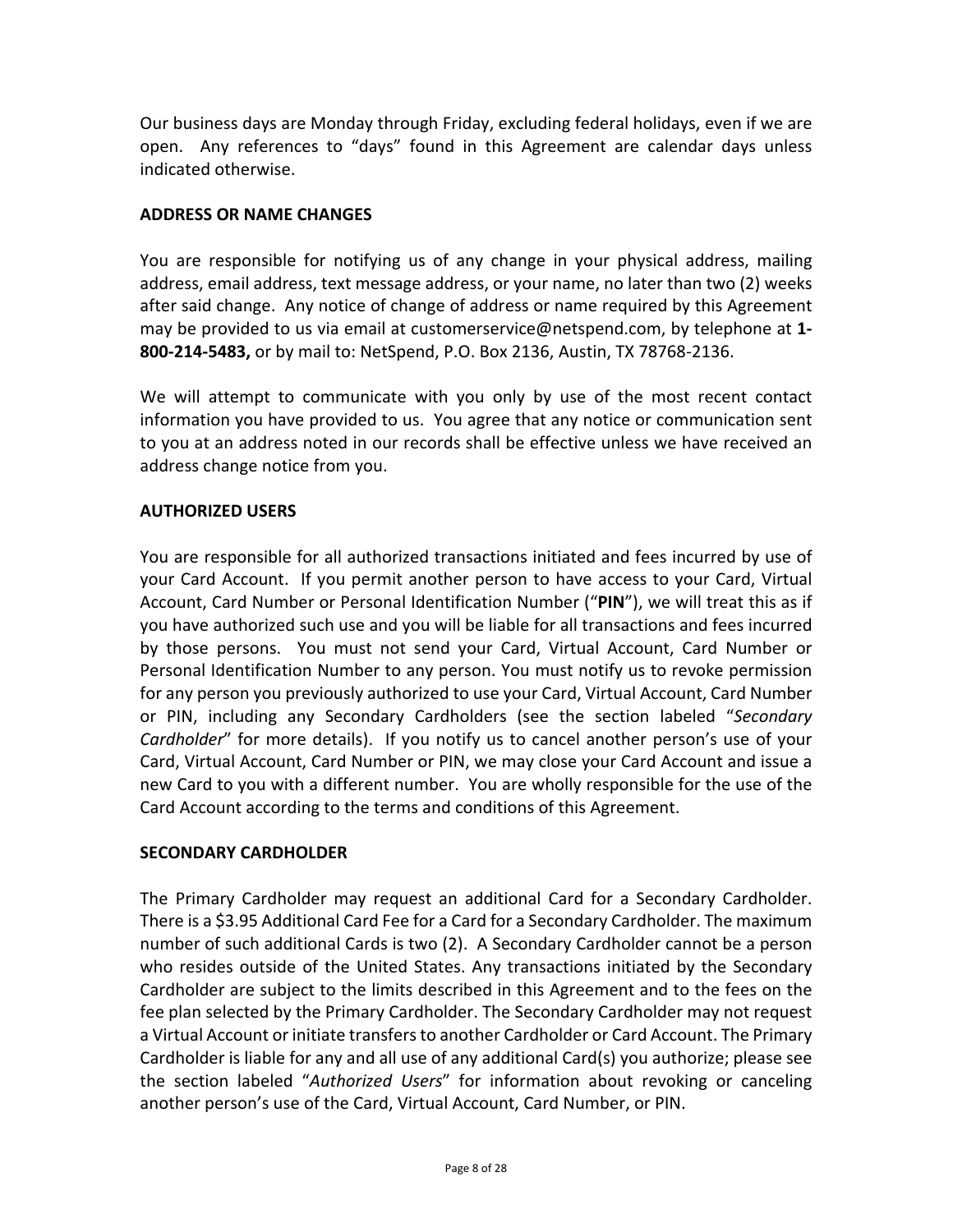Our business days are Monday through Friday, excluding federal holidays, even if we are open. Any references to "days" found in this Agreement are calendar days unless indicated otherwise.

**ADDRESS OR NAME CHANGES**

You are responsible for notifying us of any change in your physical address, mailing address, email address, text message address, or your name, no later than two (2) weeks after said change. Any notice of change of address or name required by this Agreement may be provided to us via email at customerservice@netspend.com, by telephone at **1-800-214-5483,** or by mail to: NetSpend, P.O. Box 2136, Austin, TX 78768-2136.

We will attempt to communicate with you only by use of the most recent contact information you have provided to us. You agree that any notice or communication sent to you at an address noted in our records shall be effective unless we have received an address change notice from you.

**AUTHORIZED USERS**

You are responsible for all authorized transactions initiated and fees incurred by use of your Card Account. If you permit another person to have access to your Card, Virtual Account, Card Number or Personal Identification Number ("**PIN**"), we will treat this as if you have authorized such use and you will be liable for all transactions and fees incurred by those persons. You must not send your Card, Virtual Account, Card Number or Personal Identification Number to any person. You must notify us to revoke permission for any person you previously authorized to use your Card, Virtual Account, Card Number or PIN, including any Secondary Cardholders (see the section labeled "*Secondary Cardholder*" for more details). If you notify us to cancel another person's use of your Card, Virtual Account, Card Number or PIN, we may close your Card Account and issue a new Card to you with a different number. You are wholly responsible for the use of the Card Account according to the terms and conditions of this Agreement.

**SECONDARY CARDHOLDER**

The Primary Cardholder may request an additional Card for a Secondary Cardholder. There is a $3.95 Additional Card Fee for a Card for a Secondary Cardholder. The maximum number of such additional Cards is two (2). A Secondary Cardholder cannot be a person who resides outside of the United States. Any transactions initiated by the Secondary Cardholder are subject to the limits described in this Agreement and to the fees on the fee plan selected by the Primary Cardholder. The Secondary Cardholder may not request a Virtual Account or initiate transfers to another Cardholder or Card Account. The Primary Cardholder is liable for any and all use of any additional Card(s) you authorize; please see the section labeled "*Authorized Users*" for information about revoking or canceling another person's use of the Card, Virtual Account, Card Number, or PIN.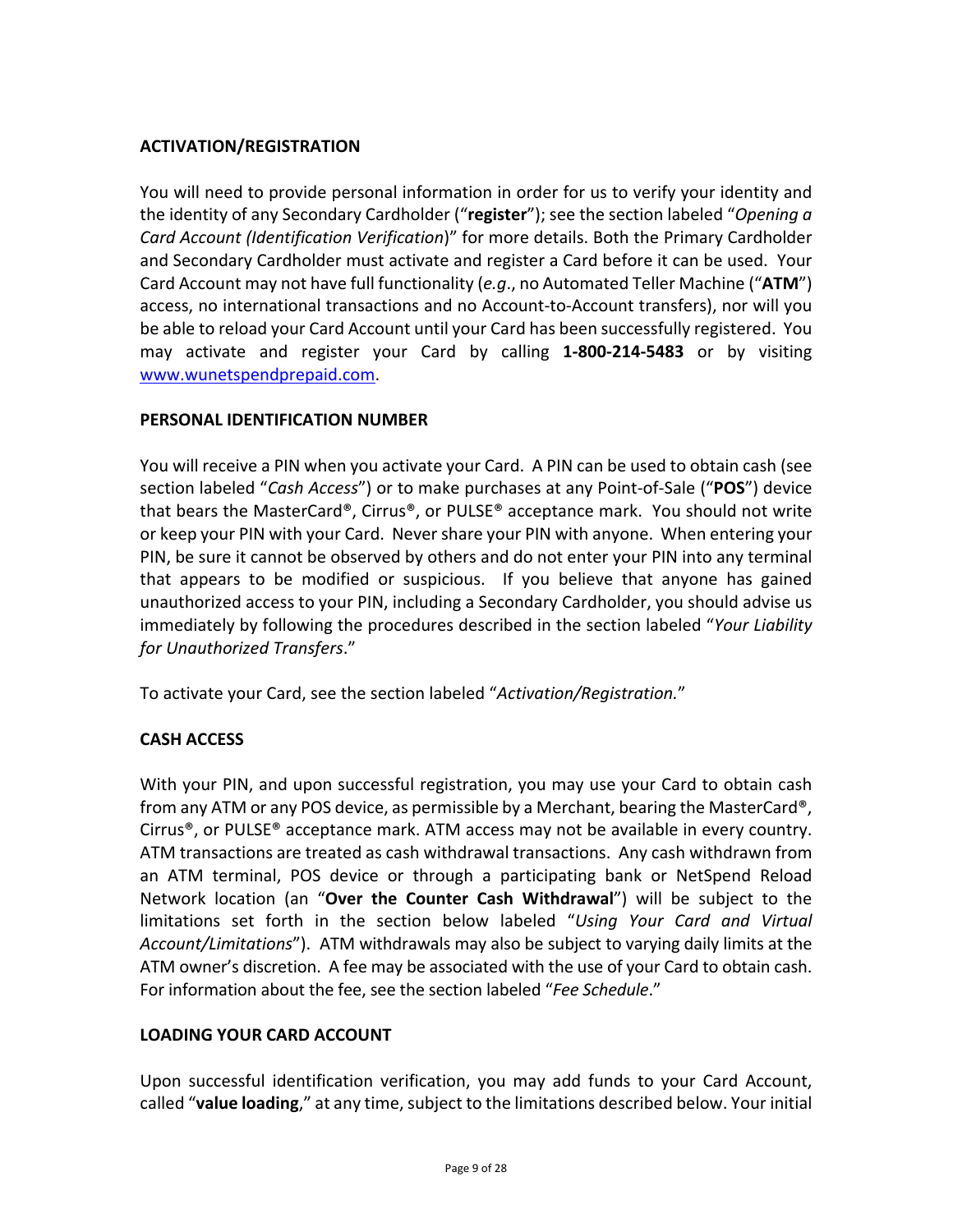## ACTIVATION/REGISTRATION

You will need to provide personal information in order for us to verify your identity and the identity of any Secondary Cardholder ("**register**"); see the section labeled "*Opening a Card Account (Identification Verification)*" for more details. Both the Primary Cardholder and Secondary Cardholder must activate and register a Card before it can be used. Your Card Account may not have full functionality (*e.g*., no Automated Teller Machine ("**ATM**") access, no international transactions and no Account-to-Account transfers), nor will you be able to reload your Card Account until your Card has been successfully registered. You may activate and register your Card by calling **1-800-214-5483** or by visiting www.wunetspendprepaid.com.

## PERSONAL IDENTIFICATION NUMBER

You will receive a PIN when you activate your Card. A PIN can be used to obtain cash (see section labeled "*Cash Access*") or to make purchases at any Point-of-Sale ("**POS**") device that bears the MasterCard®, Cirrus®, or PULSE® acceptance mark. You should not write or keep your PIN with your Card. Never share your PIN with anyone. When entering your PIN, be sure it cannot be observed by others and do not enter your PIN into any terminal that appears to be modified or suspicious. If you believe that anyone has gained unauthorized access to your PIN, including a Secondary Cardholder, you should advise us immediately by following the procedures described in the section labeled "*Your Liability for Unauthorized Transfers*."

To activate your Card, see the section labeled "*Activation/Registration.*"

## CASH ACCESS

With your PIN, and upon successful registration, you may use your Card to obtain cash from any ATM or any POS device, as permissible by a Merchant, bearing the MasterCard®, Cirrus®, or PULSE® acceptance mark. ATM access may not be available in every country. ATM transactions are treated as cash withdrawal transactions. Any cash withdrawn from an ATM terminal, POS device or through a participating bank or NetSpend Reload Network location (an "**Over the Counter Cash Withdrawal**") will be subject to the limitations set forth in the section below labeled "*Using Your Card and Virtual Account/Limitations*"). ATM withdrawals may also be subject to varying daily limits at the ATM owner's discretion. A fee may be associated with the use of your Card to obtain cash. For information about the fee, see the section labeled "*Fee Schedule*."

## LOADING YOUR CARD ACCOUNT

Upon successful identification verification, you may add funds to your Card Account, called "**value loading**," at any time, subject to the limitations described below. Your initial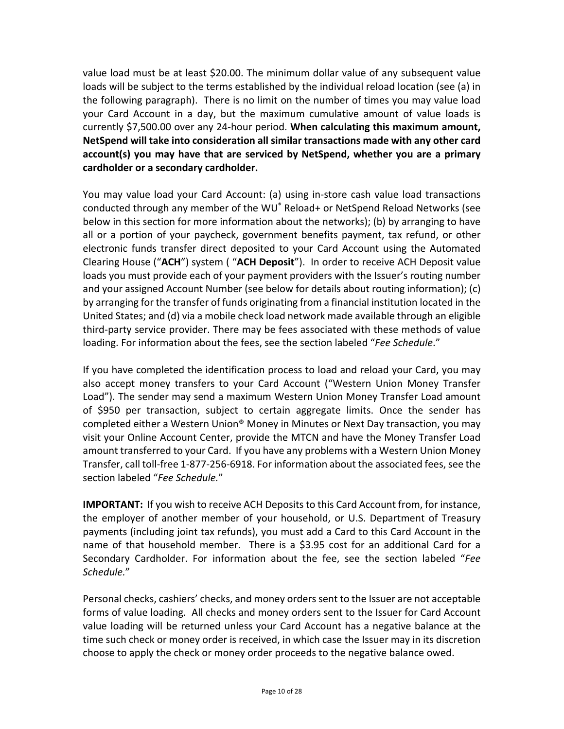value load must be at least $20.00. The minimum dollar value of any subsequent value loads will be subject to the terms established by the individual reload location (see (a) in the following paragraph). There is no limit on the number of times you may value load your Card Account in a day, but the maximum cumulative amount of value loads is currently $7,500.00 over any 24-hour period. **When calculating this maximum amount, NetSpend will take into consideration all similar transactions made with any other card account(s) you may have that are serviced by NetSpend, whether you are a primary cardholder or a secondary cardholder.**

You may value load your Card Account: (a) using in-store cash value load transactions conducted through any member of the WU® Reload+ or NetSpend Reload Networks (see below in this section for more information about the networks); (b) by arranging to have all or a portion of your paycheck, government benefits payment, tax refund, or other electronic funds transfer direct deposited to your Card Account using the Automated Clearing House ("**ACH**") system ( "**ACH Deposit**"). In order to receive ACH Deposit value loads you must provide each of your payment providers with the Issuer's routing number and your assigned Account Number (see below for details about routing information); (c) by arranging for the transfer of funds originating from a financial institution located in the United States; and (d) via a mobile check load network made available through an eligible third-party service provider. There may be fees associated with these methods of value loading. For information about the fees, see the section labeled "*Fee Schedule*."

If you have completed the identification process to load and reload your Card, you may also accept money transfers to your Card Account ("Western Union Money Transfer Load"). The sender may send a maximum Western Union Money Transfer Load amount of $950 per transaction, subject to certain aggregate limits. Once the sender has completed either a Western Union® Money in Minutes or Next Day transaction, you may visit your Online Account Center, provide the MTCN and have the Money Transfer Load amount transferred to your Card. If you have any problems with a Western Union Money Transfer, call toll-free 1-877-256-6918. For information about the associated fees, see the section labeled "*Fee Schedule.*"

**IMPORTANT:** If you wish to receive ACH Deposits to this Card Account from, for instance, the employer of another member of your household, or U.S. Department of Treasury payments (including joint tax refunds), you must add a Card to this Card Account in the name of that household member. There is a $3.95 cost for an additional Card for a Secondary Cardholder. For information about the fee, see the section labeled "*Fee Schedule.*"

Personal checks, cashiers' checks, and money orders sent to the Issuer are not acceptable forms of value loading. All checks and money orders sent to the Issuer for Card Account value loading will be returned unless your Card Account has a negative balance at the time such check or money order is received, in which case the Issuer may in its discretion choose to apply the check or money order proceeds to the negative balance owed.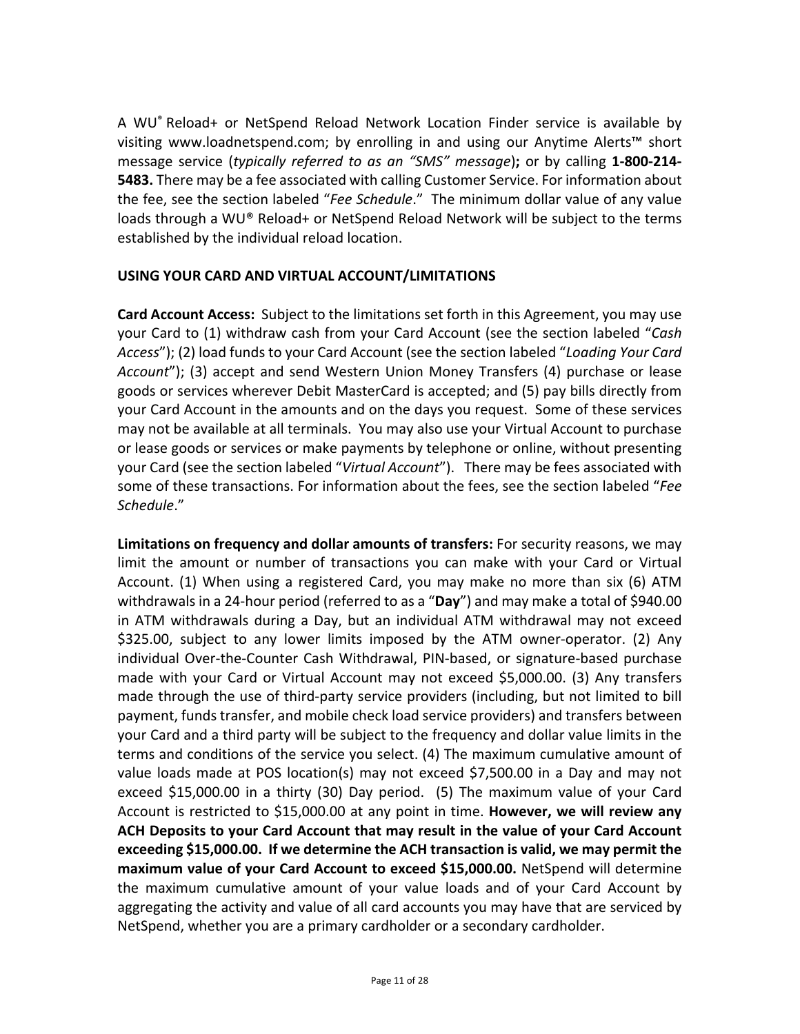A WU® Reload+ or NetSpend Reload Network Location Finder service is available by visiting www.loadnetspend.com; by enrolling in and using our Anytime Alerts™ short message service (*typically referred to as an "SMS" message*)**;** or by calling **1-800-214-5483.** There may be a fee associated with calling Customer Service. For information about the fee, see the section labeled "*Fee Schedule*." The minimum dollar value of any value loads through a WU® Reload+ or NetSpend Reload Network will be subject to the terms established by the individual reload location.

## USING YOUR CARD AND VIRTUAL ACCOUNT/LIMITATIONS

**Card Account Access:** Subject to the limitations set forth in this Agreement, you may use your Card to (1) withdraw cash from your Card Account (see the section labeled "*Cash Access*"); (2) load funds to your Card Account (see the section labeled "*Loading Your Card Account*"); (3) accept and send Western Union Money Transfers (4) purchase or lease goods or services wherever Debit MasterCard is accepted; and (5) pay bills directly from your Card Account in the amounts and on the days you request. Some of these services may not be available at all terminals. You may also use your Virtual Account to purchase or lease goods or services or make payments by telephone or online, without presenting your Card (see the section labeled "*Virtual Account*"). There may be fees associated with some of these transactions. For information about the fees, see the section labeled "*Fee Schedule*."

**Limitations on frequency and dollar amounts of transfers:** For security reasons, we may limit the amount or number of transactions you can make with your Card or Virtual Account. (1) When using a registered Card, you may make no more than six (6) ATM withdrawals in a 24-hour period (referred to as a "**Day**") and may make a total of $940.00 in ATM withdrawals during a Day, but an individual ATM withdrawal may not exceed $325.00, subject to any lower limits imposed by the ATM owner-operator. (2) Any individual Over-the-Counter Cash Withdrawal, PIN-based, or signature-based purchase made with your Card or Virtual Account may not exceed $5,000.00. (3) Any transfers made through the use of third-party service providers (including, but not limited to bill payment, funds transfer, and mobile check load service providers) and transfers between your Card and a third party will be subject to the frequency and dollar value limits in the terms and conditions of the service you select. (4) The maximum cumulative amount of value loads made at POS location(s) may not exceed $7,500.00 in a Day and may not exceed $15,000.00 in a thirty (30) Day period. (5) The maximum value of your Card Account is restricted to $15,000.00 at any point in time. **However, we will review any ACH Deposits to your Card Account that may result in the value of your Card Account exceeding $15,000.00. If we determine the ACH transaction is valid, we may permit the maximum value of your Card Account to exceed $15,000.00.** NetSpend will determine the maximum cumulative amount of your value loads and of your Card Account by aggregating the activity and value of all card accounts you may have that are serviced by NetSpend, whether you are a primary cardholder or a secondary cardholder.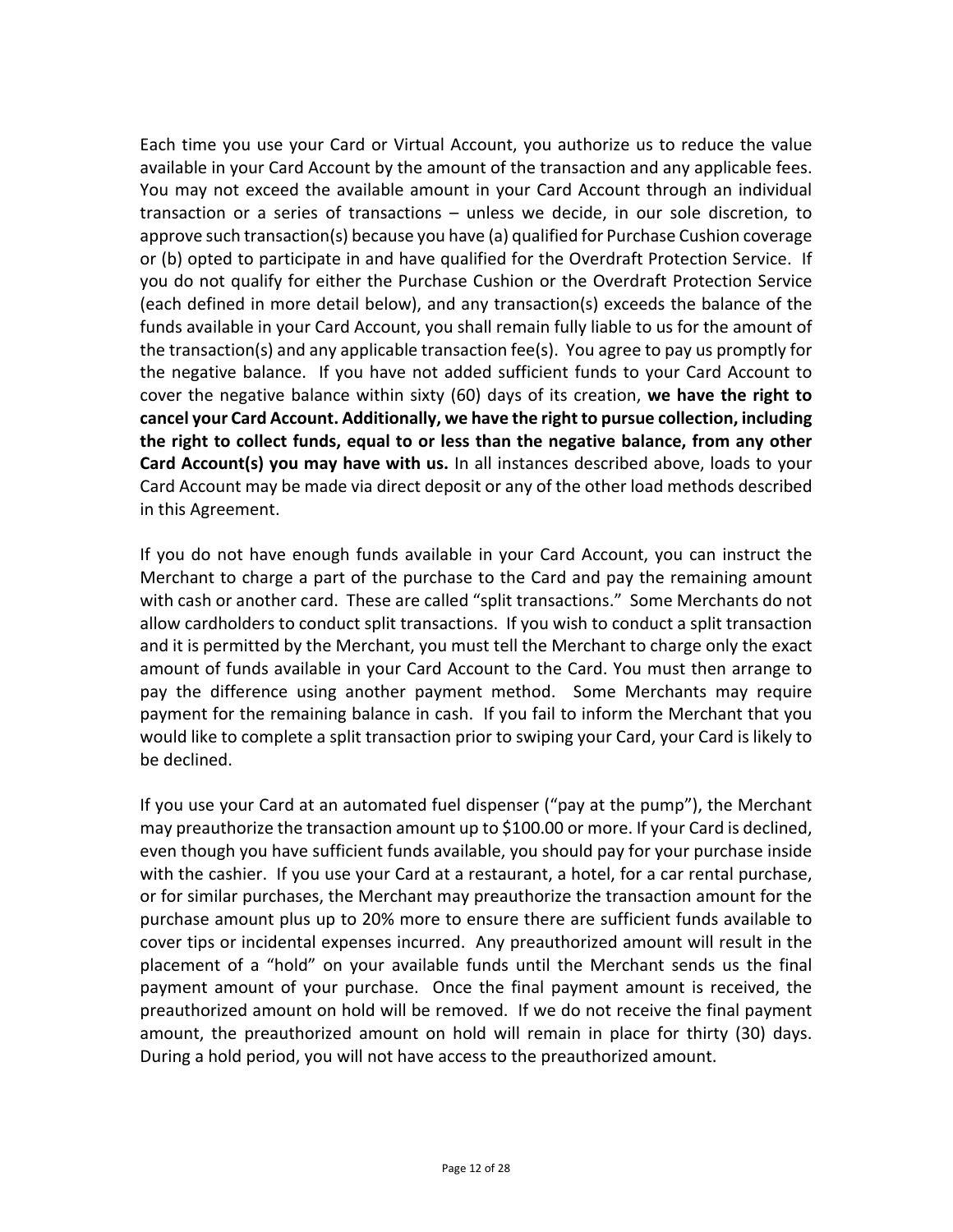Each time you use your Card or Virtual Account, you authorize us to reduce the value available in your Card Account by the amount of the transaction and any applicable fees. You may not exceed the available amount in your Card Account through an individual transaction or a series of transactions – unless we decide, in our sole discretion, to approve such transaction(s) because you have (a) qualified for Purchase Cushion coverage or (b) opted to participate in and have qualified for the Overdraft Protection Service. If you do not qualify for either the Purchase Cushion or the Overdraft Protection Service (each defined in more detail below), and any transaction(s) exceeds the balance of the funds available in your Card Account, you shall remain fully liable to us for the amount of the transaction(s) and any applicable transaction fee(s). You agree to pay us promptly for the negative balance. If you have not added sufficient funds to your Card Account to cover the negative balance within sixty (60) days of its creation, **we have the right to cancel your Card Account. Additionally, we have the right to pursue collection, including the right to collect funds, equal to or less than the negative balance, from any other Card Account(s) you may have with us.** In all instances described above, loads to your Card Account may be made via direct deposit or any of the other load methods described in this Agreement.

If you do not have enough funds available in your Card Account, you can instruct the Merchant to charge a part of the purchase to the Card and pay the remaining amount with cash or another card. These are called "split transactions." Some Merchants do not allow cardholders to conduct split transactions. If you wish to conduct a split transaction and it is permitted by the Merchant, you must tell the Merchant to charge only the exact amount of funds available in your Card Account to the Card. You must then arrange to pay the difference using another payment method. Some Merchants may require payment for the remaining balance in cash. If you fail to inform the Merchant that you would like to complete a split transaction prior to swiping your Card, your Card is likely to be declined.

If you use your Card at an automated fuel dispenser ("pay at the pump"), the Merchant may preauthorize the transaction amount up to $100.00 or more. If your Card is declined, even though you have sufficient funds available, you should pay for your purchase inside with the cashier. If you use your Card at a restaurant, a hotel, for a car rental purchase, or for similar purchases, the Merchant may preauthorize the transaction amount for the purchase amount plus up to 20% more to ensure there are sufficient funds available to cover tips or incidental expenses incurred. Any preauthorized amount will result in the placement of a "hold" on your available funds until the Merchant sends us the final payment amount of your purchase. Once the final payment amount is received, the preauthorized amount on hold will be removed. If we do not receive the final payment amount, the preauthorized amount on hold will remain in place for thirty (30) days. During a hold period, you will not have access to the preauthorized amount.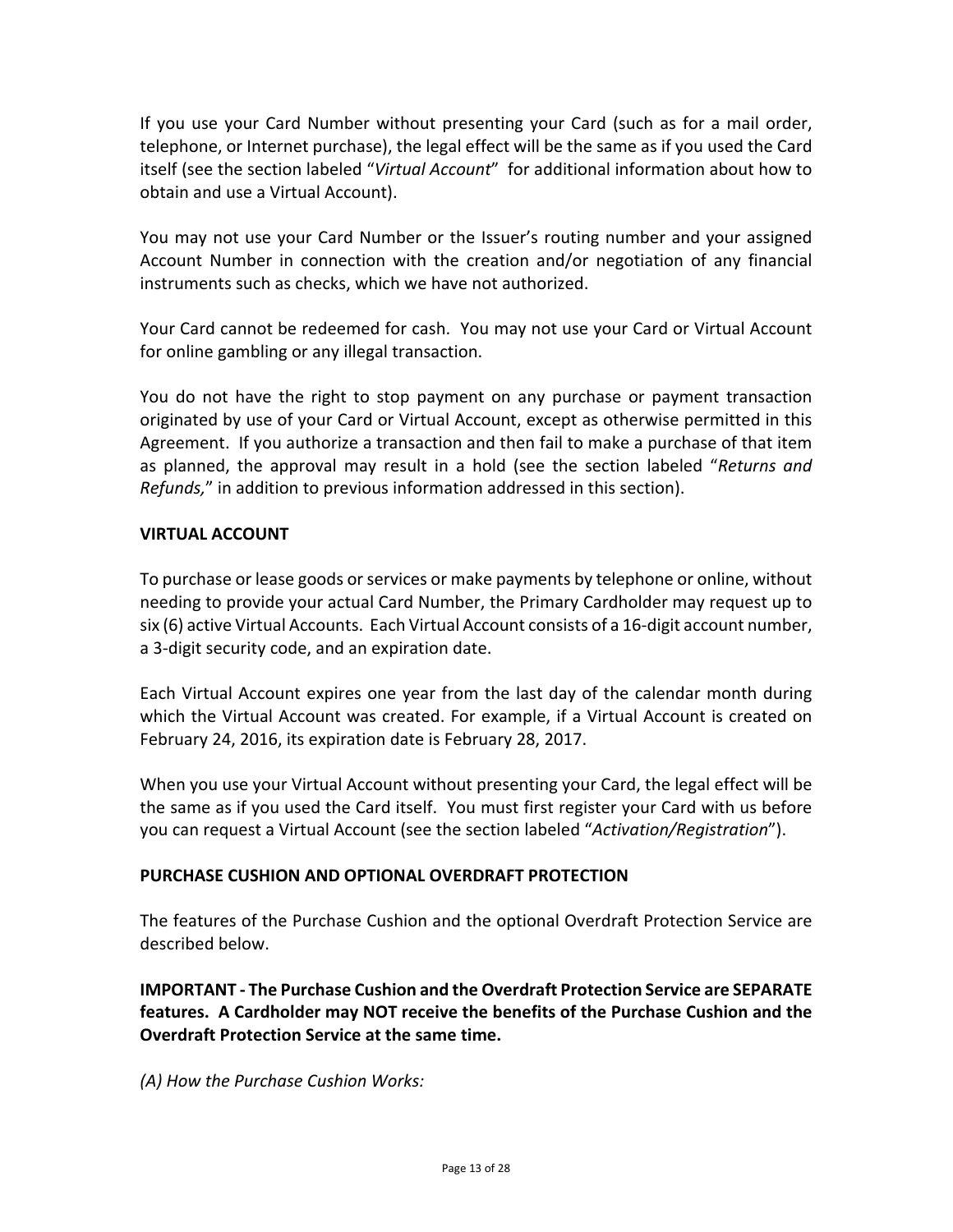If you use your Card Number without presenting your Card (such as for a mail order, telephone, or Internet purchase), the legal effect will be the same as if you used the Card itself (see the section labeled "*Virtual Account*" for additional information about how to obtain and use a Virtual Account).

You may not use your Card Number or the Issuer's routing number and your assigned Account Number in connection with the creation and/or negotiation of any financial instruments such as checks, which we have not authorized.

Your Card cannot be redeemed for cash. You may not use your Card or Virtual Account for online gambling or any illegal transaction.

You do not have the right to stop payment on any purchase or payment transaction originated by use of your Card or Virtual Account, except as otherwise permitted in this Agreement. If you authorize a transaction and then fail to make a purchase of that item as planned, the approval may result in a hold (see the section labeled "*Returns and Refunds,*" in addition to previous information addressed in this section).

**VIRTUAL ACCOUNT**

To purchase or lease goods or services or make payments by telephone or online, without needing to provide your actual Card Number, the Primary Cardholder may request up to six (6) active Virtual Accounts. Each Virtual Account consists of a 16-digit account number, a 3-digit security code, and an expiration date.

Each Virtual Account expires one year from the last day of the calendar month during which the Virtual Account was created. For example, if a Virtual Account is created on February 24, 2016, its expiration date is February 28, 2017.

When you use your Virtual Account without presenting your Card, the legal effect will be the same as if you used the Card itself. You must first register your Card with us before you can request a Virtual Account (see the section labeled "*Activation/Registration*").

**PURCHASE CUSHION AND OPTIONAL OVERDRAFT PROTECTION**

The features of the Purchase Cushion and the optional Overdraft Protection Service are described below.

**IMPORTANT - The Purchase Cushion and the Overdraft Protection Service are SEPARATE features. A Cardholder may NOT receive the benefits of the Purchase Cushion and the Overdraft Protection Service at the same time.**

*(A) How the Purchase Cushion Works:*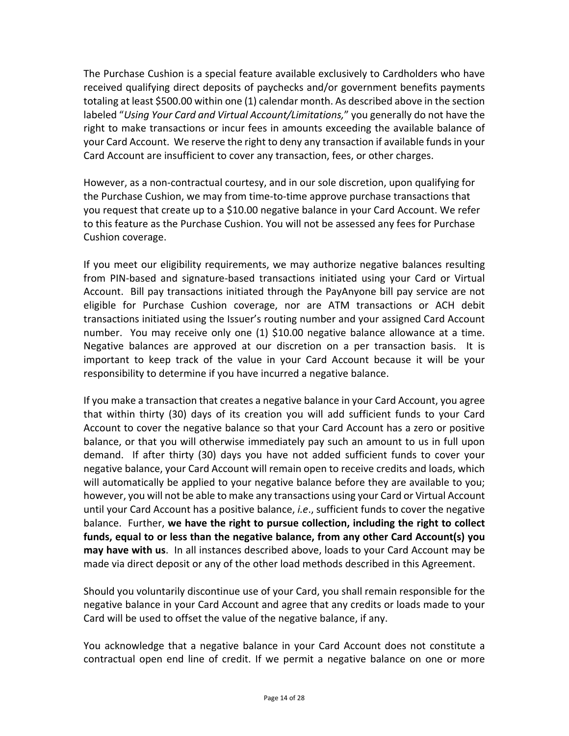The Purchase Cushion is a special feature available exclusively to Cardholders who have received qualifying direct deposits of paychecks and/or government benefits payments totaling at least $500.00 within one (1) calendar month. As described above in the section labeled "*Using Your Card and Virtual Account/Limitations,*" you generally do not have the right to make transactions or incur fees in amounts exceeding the available balance of your Card Account. We reserve the right to deny any transaction if available funds in your Card Account are insufficient to cover any transaction, fees, or other charges.

However, as a non-contractual courtesy, and in our sole discretion, upon qualifying for the Purchase Cushion, we may from time-to-time approve purchase transactions that you request that create up to a $10.00 negative balance in your Card Account. We refer to this feature as the Purchase Cushion. You will not be assessed any fees for Purchase Cushion coverage.

If you meet our eligibility requirements, we may authorize negative balances resulting from PIN-based and signature-based transactions initiated using your Card or Virtual Account. Bill pay transactions initiated through the PayAnyone bill pay service are not eligible for Purchase Cushion coverage, nor are ATM transactions or ACH debit transactions initiated using the Issuer's routing number and your assigned Card Account number. You may receive only one (1) $10.00 negative balance allowance at a time. Negative balances are approved at our discretion on a per transaction basis. It is important to keep track of the value in your Card Account because it will be your responsibility to determine if you have incurred a negative balance.

If you make a transaction that creates a negative balance in your Card Account, you agree that within thirty (30) days of its creation you will add sufficient funds to your Card Account to cover the negative balance so that your Card Account has a zero or positive balance, or that you will otherwise immediately pay such an amount to us in full upon demand. If after thirty (30) days you have not added sufficient funds to cover your negative balance, your Card Account will remain open to receive credits and loads, which will automatically be applied to your negative balance before they are available to you; however, you will not be able to make any transactions using your Card or Virtual Account until your Card Account has a positive balance, *i.e*., sufficient funds to cover the negative balance. Further, **we have the right to pursue collection, including the right to collect funds, equal to or less than the negative balance, from any other Card Account(s) you may have with us**. In all instances described above, loads to your Card Account may be made via direct deposit or any of the other load methods described in this Agreement.

Should you voluntarily discontinue use of your Card, you shall remain responsible for the negative balance in your Card Account and agree that any credits or loads made to your Card will be used to offset the value of the negative balance, if any.

You acknowledge that a negative balance in your Card Account does not constitute a contractual open end line of credit. If we permit a negative balance on one or more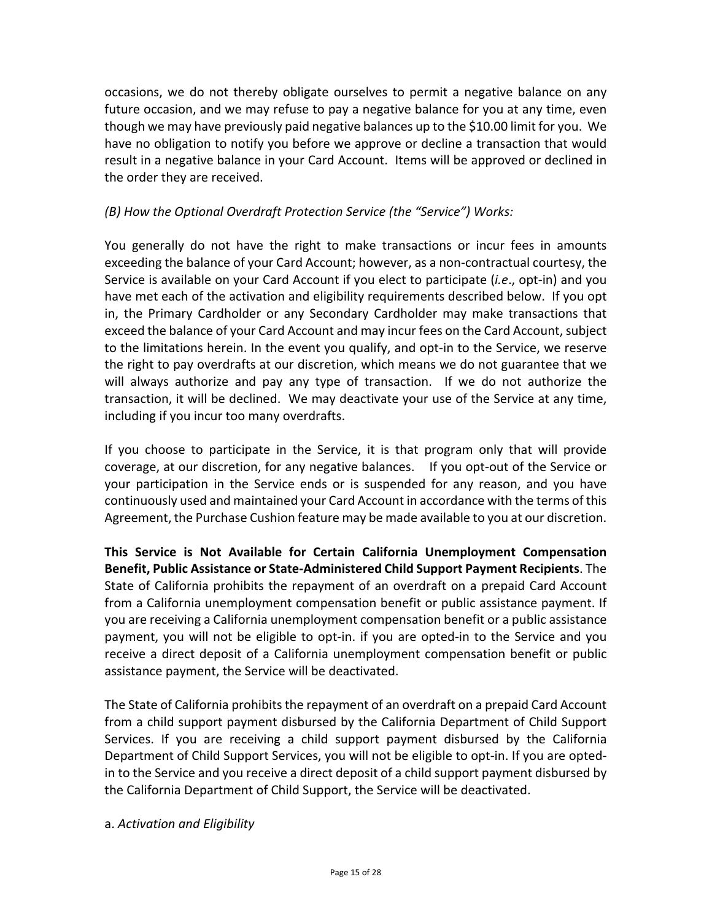occasions, we do not thereby obligate ourselves to permit a negative balance on any future occasion, and we may refuse to pay a negative balance for you at any time, even though we may have previously paid negative balances up to the $10.00 limit for you. We have no obligation to notify you before we approve or decline a transaction that would result in a negative balance in your Card Account. Items will be approved or declined in the order they are received.

*(B) How the Optional Overdraft Protection Service (the "Service") Works:*

You generally do not have the right to make transactions or incur fees in amounts exceeding the balance of your Card Account; however, as a non-contractual courtesy, the Service is available on your Card Account if you elect to participate (*i.e*., opt-in) and you have met each of the activation and eligibility requirements described below. If you opt in, the Primary Cardholder or any Secondary Cardholder may make transactions that exceed the balance of your Card Account and may incur fees on the Card Account, subject to the limitations herein. In the event you qualify, and opt-in to the Service, we reserve the right to pay overdrafts at our discretion, which means we do not guarantee that we will always authorize and pay any type of transaction. If we do not authorize the transaction, it will be declined. We may deactivate your use of the Service at any time, including if you incur too many overdrafts.

If you choose to participate in the Service, it is that program only that will provide coverage, at our discretion, for any negative balances. If you opt-out of the Service or your participation in the Service ends or is suspended for any reason, and you have continuously used and maintained your Card Account in accordance with the terms of this Agreement, the Purchase Cushion feature may be made available to you at our discretion.

**This Service is Not Available for Certain California Unemployment Compensation Benefit, Public Assistance or State-Administered Child Support Payment Recipients**. The State of California prohibits the repayment of an overdraft on a prepaid Card Account from a California unemployment compensation benefit or public assistance payment. If you are receiving a California unemployment compensation benefit or a public assistance payment, you will not be eligible to opt-in. if you are opted-in to the Service and you receive a direct deposit of a California unemployment compensation benefit or public assistance payment, the Service will be deactivated.

The State of California prohibits the repayment of an overdraft on a prepaid Card Account from a child support payment disbursed by the California Department of Child Support Services. If you are receiving a child support payment disbursed by the California Department of Child Support Services, you will not be eligible to opt-in. If you are opted-in to the Service and you receive a direct deposit of a child support payment disbursed by the California Department of Child Support, the Service will be deactivated.

a. *Activation and Eligibility*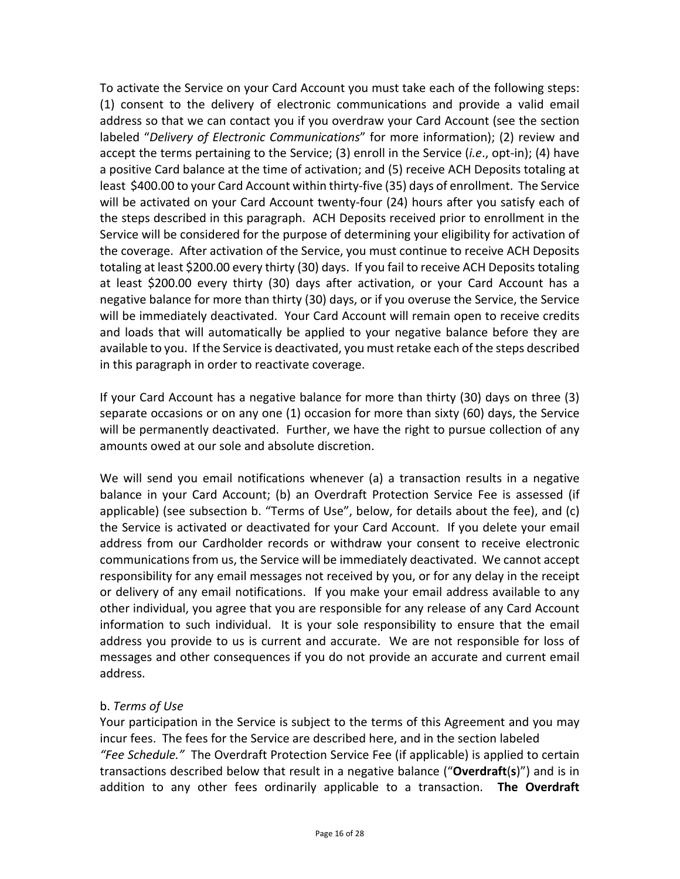To activate the Service on your Card Account you must take each of the following steps: (1) consent to the delivery of electronic communications and provide a valid email address so that we can contact you if you overdraw your Card Account (see the section labeled "*Delivery of Electronic Communications*" for more information); (2) review and accept the terms pertaining to the Service; (3) enroll in the Service (*i.e*., opt-in); (4) have a positive Card balance at the time of activation; and (5) receive ACH Deposits totaling at least $400.00 to your Card Account within thirty-five (35) days of enrollment. The Service will be activated on your Card Account twenty-four (24) hours after you satisfy each of the steps described in this paragraph. ACH Deposits received prior to enrollment in the Service will be considered for the purpose of determining your eligibility for activation of the coverage. After activation of the Service, you must continue to receive ACH Deposits totaling at least $200.00 every thirty (30) days. If you fail to receive ACH Deposits totaling at least $200.00 every thirty (30) days after activation, or your Card Account has a negative balance for more than thirty (30) days, or if you overuse the Service, the Service will be immediately deactivated. Your Card Account will remain open to receive credits and loads that will automatically be applied to your negative balance before they are available to you. If the Service is deactivated, you must retake each of the steps described in this paragraph in order to reactivate coverage.

If your Card Account has a negative balance for more than thirty (30) days on three (3) separate occasions or on any one (1) occasion for more than sixty (60) days, the Service will be permanently deactivated. Further, we have the right to pursue collection of any amounts owed at our sole and absolute discretion.

We will send you email notifications whenever (a) a transaction results in a negative balance in your Card Account; (b) an Overdraft Protection Service Fee is assessed (if applicable) (see subsection b. "Terms of Use", below, for details about the fee), and (c) the Service is activated or deactivated for your Card Account. If you delete your email address from our Cardholder records or withdraw your consent to receive electronic communications from us, the Service will be immediately deactivated. We cannot accept responsibility for any email messages not received by you, or for any delay in the receipt or delivery of any email notifications. If you make your email address available to any other individual, you agree that you are responsible for any release of any Card Account information to such individual. It is your sole responsibility to ensure that the email address you provide to us is current and accurate. We are not responsible for loss of messages and other consequences if you do not provide an accurate and current email address.

b. *Terms of Use*

Your participation in the Service is subject to the terms of this Agreement and you may incur fees. The fees for the Service are described here, and in the section labeled *"Fee Schedule."* The Overdraft Protection Service Fee (if applicable) is applied to certain transactions described below that result in a negative balance ("**Overdraft**(**s**)") and is in addition to any other fees ordinarily applicable to a transaction. **The Overdraft**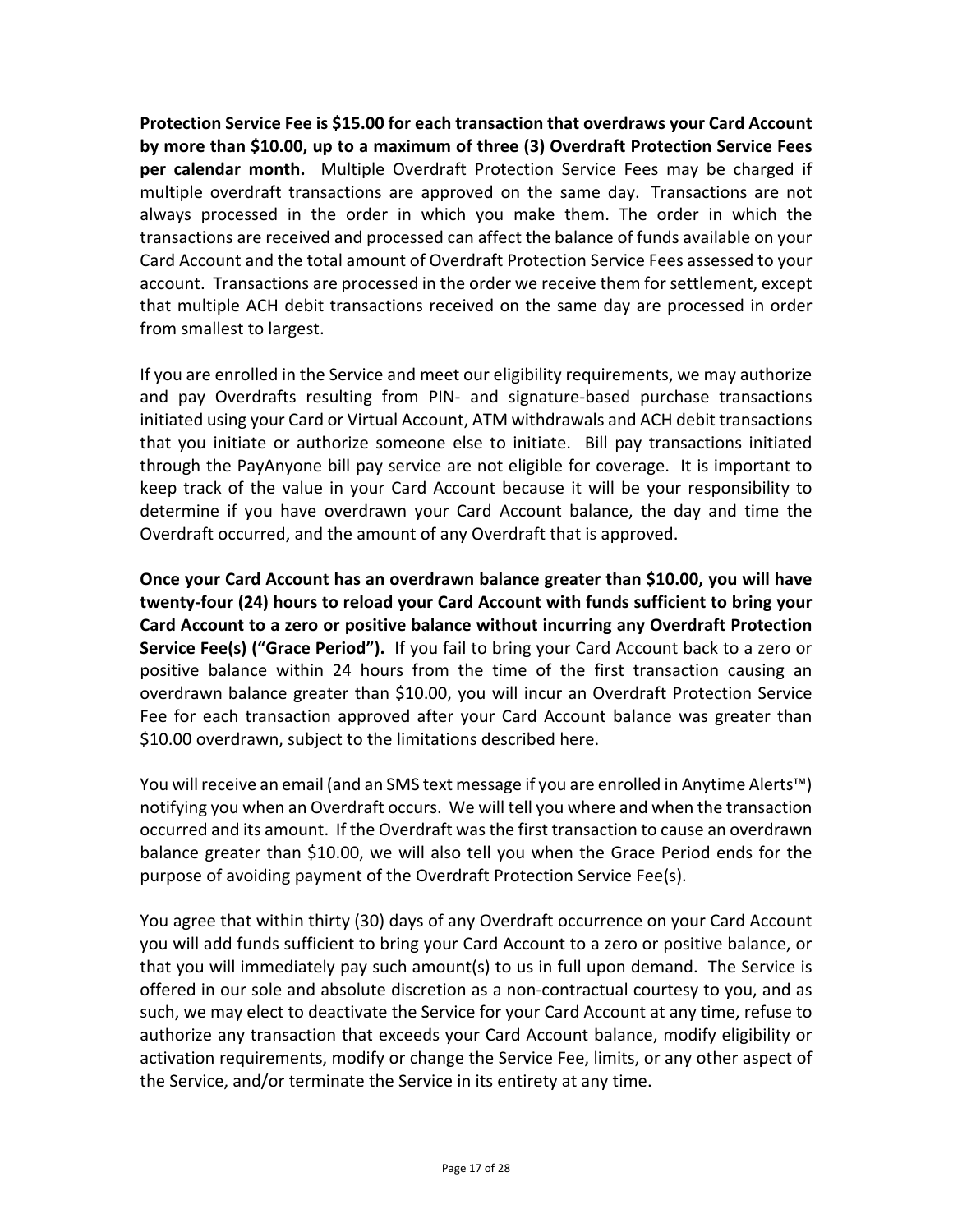**Protection Service Fee is $15.00 for each transaction that overdraws your Card Account by more than $10.00, up to a maximum of three (3) Overdraft Protection Service Fees per calendar month.** Multiple Overdraft Protection Service Fees may be charged if multiple overdraft transactions are approved on the same day. Transactions are not always processed in the order in which you make them. The order in which the transactions are received and processed can affect the balance of funds available on your Card Account and the total amount of Overdraft Protection Service Fees assessed to your account. Transactions are processed in the order we receive them for settlement, except that multiple ACH debit transactions received on the same day are processed in order from smallest to largest.

If you are enrolled in the Service and meet our eligibility requirements, we may authorize and pay Overdrafts resulting from PIN- and signature-based purchase transactions initiated using your Card or Virtual Account, ATM withdrawals and ACH debit transactions that you initiate or authorize someone else to initiate. Bill pay transactions initiated through the PayAnyone bill pay service are not eligible for coverage. It is important to keep track of the value in your Card Account because it will be your responsibility to determine if you have overdrawn your Card Account balance, the day and time the Overdraft occurred, and the amount of any Overdraft that is approved.

**Once your Card Account has an overdrawn balance greater than $10.00, you will have twenty-four (24) hours to reload your Card Account with funds sufficient to bring your Card Account to a zero or positive balance without incurring any Overdraft Protection Service Fee(s) ("Grace Period").** If you fail to bring your Card Account back to a zero or positive balance within 24 hours from the time of the first transaction causing an overdrawn balance greater than $10.00, you will incur an Overdraft Protection Service Fee for each transaction approved after your Card Account balance was greater than $10.00 overdrawn, subject to the limitations described here.

You will receive an email (and an SMS text message if you are enrolled in Anytime Alerts™) notifying you when an Overdraft occurs. We will tell you where and when the transaction occurred and its amount. If the Overdraft was the first transaction to cause an overdrawn balance greater than $10.00, we will also tell you when the Grace Period ends for the purpose of avoiding payment of the Overdraft Protection Service Fee(s).

You agree that within thirty (30) days of any Overdraft occurrence on your Card Account you will add funds sufficient to bring your Card Account to a zero or positive balance, or that you will immediately pay such amount(s) to us in full upon demand. The Service is offered in our sole and absolute discretion as a non-contractual courtesy to you, and as such, we may elect to deactivate the Service for your Card Account at any time, refuse to authorize any transaction that exceeds your Card Account balance, modify eligibility or activation requirements, modify or change the Service Fee, limits, or any other aspect of the Service, and/or terminate the Service in its entirety at any time.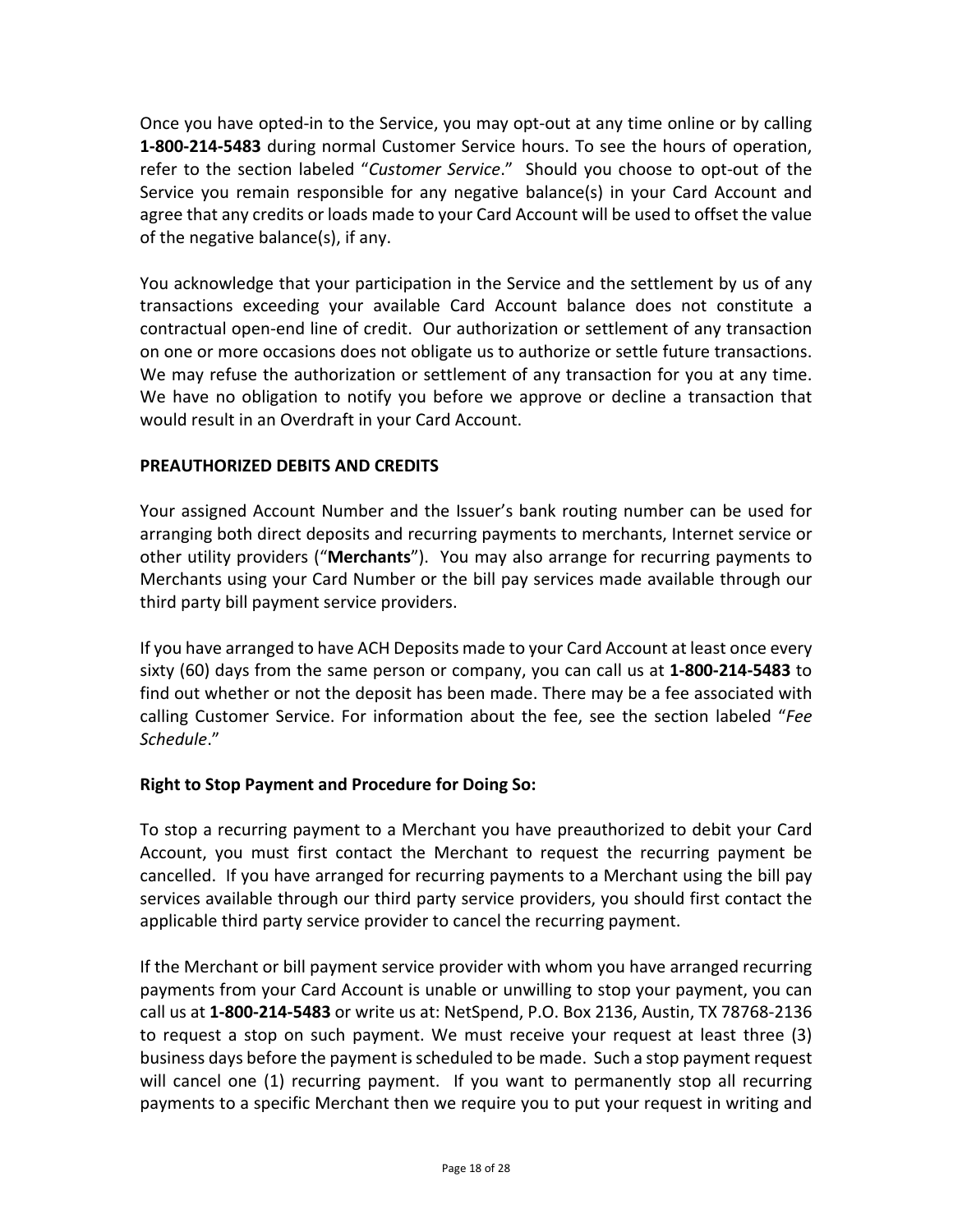Once you have opted-in to the Service, you may opt-out at any time online or by calling **1-800-214-5483** during normal Customer Service hours. To see the hours of operation, refer to the section labeled "*Customer Service*." Should you choose to opt-out of the Service you remain responsible for any negative balance(s) in your Card Account and agree that any credits or loads made to your Card Account will be used to offset the value of the negative balance(s), if any.

You acknowledge that your participation in the Service and the settlement by us of any transactions exceeding your available Card Account balance does not constitute a contractual open-end line of credit. Our authorization or settlement of any transaction on one or more occasions does not obligate us to authorize or settle future transactions. We may refuse the authorization or settlement of any transaction for you at any time. We have no obligation to notify you before we approve or decline a transaction that would result in an Overdraft in your Card Account.

**PREAUTHORIZED DEBITS AND CREDITS**

Your assigned Account Number and the Issuer's bank routing number can be used for arranging both direct deposits and recurring payments to merchants, Internet service or other utility providers ("**Merchants**"). You may also arrange for recurring payments to Merchants using your Card Number or the bill pay services made available through our third party bill payment service providers.

If you have arranged to have ACH Deposits made to your Card Account at least once every sixty (60) days from the same person or company, you can call us at **1-800-214-5483** to find out whether or not the deposit has been made. There may be a fee associated with calling Customer Service. For information about the fee, see the section labeled "*Fee Schedule*."

**Right to Stop Payment and Procedure for Doing So:**

To stop a recurring payment to a Merchant you have preauthorized to debit your Card Account, you must first contact the Merchant to request the recurring payment be cancelled. If you have arranged for recurring payments to a Merchant using the bill pay services available through our third party service providers, you should first contact the applicable third party service provider to cancel the recurring payment.

If the Merchant or bill payment service provider with whom you have arranged recurring payments from your Card Account is unable or unwilling to stop your payment, you can call us at **1-800-214-5483** or write us at: NetSpend, P.O. Box 2136, Austin, TX 78768-2136 to request a stop on such payment. We must receive your request at least three (3) business days before the payment is scheduled to be made. Such a stop payment request will cancel one (1) recurring payment. If you want to permanently stop all recurring payments to a specific Merchant then we require you to put your request in writing and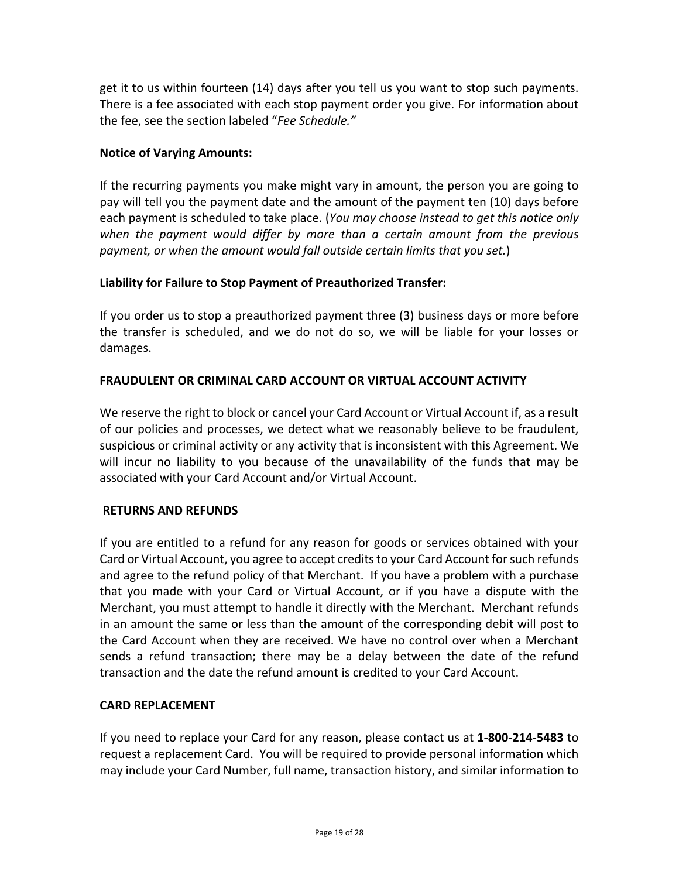get it to us within fourteen (14) days after you tell us you want to stop such payments. There is a fee associated with each stop payment order you give. For information about the fee, see the section labeled "*Fee Schedule.*"

**Notice of Varying Amounts:**

If the recurring payments you make might vary in amount, the person you are going to pay will tell you the payment date and the amount of the payment ten (10) days before each payment is scheduled to take place. (*You may choose instead to get this notice only when the payment would differ by more than a certain amount from the previous payment, or when the amount would fall outside certain limits that you set.*)

**Liability for Failure to Stop Payment of Preauthorized Transfer:**

If you order us to stop a preauthorized payment three (3) business days or more before the transfer is scheduled, and we do not do so, we will be liable for your losses or damages.

**FRAUDULENT OR CRIMINAL CARD ACCOUNT OR VIRTUAL ACCOUNT ACTIVITY**

We reserve the right to block or cancel your Card Account or Virtual Account if, as a result of our policies and processes, we detect what we reasonably believe to be fraudulent, suspicious or criminal activity or any activity that is inconsistent with this Agreement. We will incur no liability to you because of the unavailability of the funds that may be associated with your Card Account and/or Virtual Account.

**RETURNS AND REFUNDS**

If you are entitled to a refund for any reason for goods or services obtained with your Card or Virtual Account, you agree to accept credits to your Card Account for such refunds and agree to the refund policy of that Merchant. If you have a problem with a purchase that you made with your Card or Virtual Account, or if you have a dispute with the Merchant, you must attempt to handle it directly with the Merchant. Merchant refunds in an amount the same or less than the amount of the corresponding debit will post to the Card Account when they are received. We have no control over when a Merchant sends a refund transaction; there may be a delay between the date of the refund transaction and the date the refund amount is credited to your Card Account.

**CARD REPLACEMENT**

If you need to replace your Card for any reason, please contact us at **1-800-214-5483** to request a replacement Card. You will be required to provide personal information which may include your Card Number, full name, transaction history, and similar information to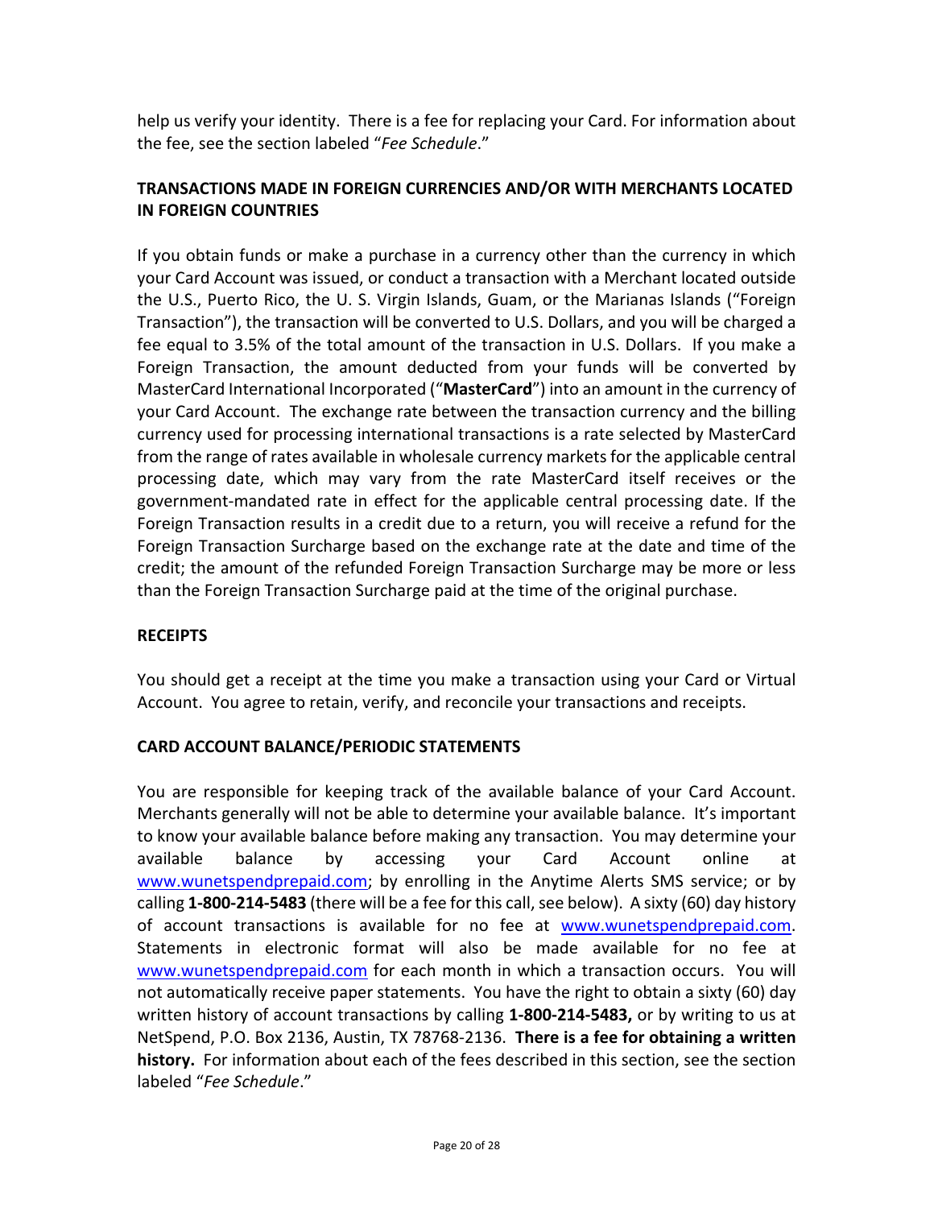help us verify your identity. There is a fee for replacing your Card. For information about the fee, see the section labeled "*Fee Schedule*."

## TRANSACTIONS MADE IN FOREIGN CURRENCIES AND/OR WITH MERCHANTS LOCATED IN FOREIGN COUNTRIES

If you obtain funds or make a purchase in a currency other than the currency in which your Card Account was issued, or conduct a transaction with a Merchant located outside the U.S., Puerto Rico, the U. S. Virgin Islands, Guam, or the Marianas Islands ("Foreign Transaction"), the transaction will be converted to U.S. Dollars, and you will be charged a fee equal to 3.5% of the total amount of the transaction in U.S. Dollars. If you make a Foreign Transaction, the amount deducted from your funds will be converted by MasterCard International Incorporated ("**MasterCard**") into an amount in the currency of your Card Account. The exchange rate between the transaction currency and the billing currency used for processing international transactions is a rate selected by MasterCard from the range of rates available in wholesale currency markets for the applicable central processing date, which may vary from the rate MasterCard itself receives or the government-mandated rate in effect for the applicable central processing date. If the Foreign Transaction results in a credit due to a return, you will receive a refund for the Foreign Transaction Surcharge based on the exchange rate at the date and time of the credit; the amount of the refunded Foreign Transaction Surcharge may be more or less than the Foreign Transaction Surcharge paid at the time of the original purchase.

## RECEIPTS

You should get a receipt at the time you make a transaction using your Card or Virtual Account. You agree to retain, verify, and reconcile your transactions and receipts.

## CARD ACCOUNT BALANCE/PERIODIC STATEMENTS

You are responsible for keeping track of the available balance of your Card Account. Merchants generally will not be able to determine your available balance. It's important to know your available balance before making any transaction. You may determine your available balance by accessing your Card Account online at www.wunetspendprepaid.com; by enrolling in the Anytime Alerts SMS service; or by calling **1-800-214-5483** (there will be a fee for this call, see below). A sixty (60) day history of account transactions is available for no fee at www.wunetspendprepaid.com. Statements in electronic format will also be made available for no fee at www.wunetspendprepaid.com for each month in which a transaction occurs. You will not automatically receive paper statements. You have the right to obtain a sixty (60) day written history of account transactions by calling **1-800-214-5483,** or by writing to us at NetSpend, P.O. Box 2136, Austin, TX 78768-2136. **There is a fee for obtaining a written history.** For information about each of the fees described in this section, see the section labeled "*Fee Schedule*."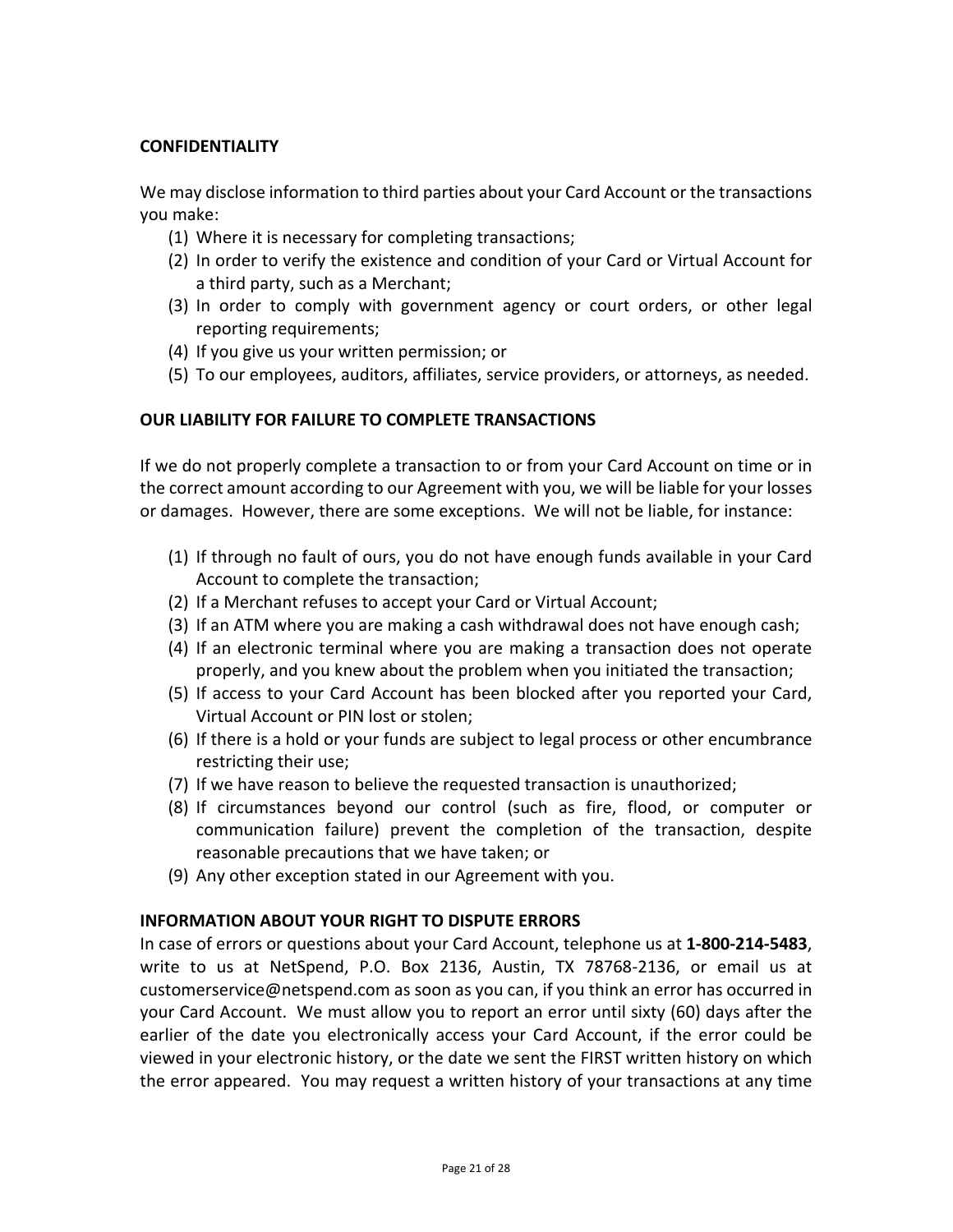**CONFIDENTIALITY**

We may disclose information to third parties about your Card Account or the transactions you make:

(1) Where it is necessary for completing transactions;
(2) In order to verify the existence and condition of your Card or Virtual Account for a third party, such as a Merchant;
(3) In order to comply with government agency or court orders, or other legal reporting requirements;
(4) If you give us your written permission; or
(5) To our employees, auditors, affiliates, service providers, or attorneys, as needed.

**OUR LIABILITY FOR FAILURE TO COMPLETE TRANSACTIONS**

If we do not properly complete a transaction to or from your Card Account on time or in the correct amount according to our Agreement with you, we will be liable for your losses or damages. However, there are some exceptions. We will not be liable, for instance:

(1) If through no fault of ours, you do not have enough funds available in your Card Account to complete the transaction;
(2) If a Merchant refuses to accept your Card or Virtual Account;
(3) If an ATM where you are making a cash withdrawal does not have enough cash;
(4) If an electronic terminal where you are making a transaction does not operate properly, and you knew about the problem when you initiated the transaction;
(5) If access to your Card Account has been blocked after you reported your Card, Virtual Account or PIN lost or stolen;
(6) If there is a hold or your funds are subject to legal process or other encumbrance restricting their use;
(7) If we have reason to believe the requested transaction is unauthorized;
(8) If circumstances beyond our control (such as fire, flood, or computer or communication failure) prevent the completion of the transaction, despite reasonable precautions that we have taken; or
(9) Any other exception stated in our Agreement with you.

**INFORMATION ABOUT YOUR RIGHT TO DISPUTE ERRORS**

In case of errors or questions about your Card Account, telephone us at **1-800-214-5483**, write to us at NetSpend, P.O. Box 2136, Austin, TX 78768-2136, or email us at customerservice@netspend.com as soon as you can, if you think an error has occurred in your Card Account. We must allow you to report an error until sixty (60) days after the earlier of the date you electronically access your Card Account, if the error could be viewed in your electronic history, or the date we sent the FIRST written history on which the error appeared. You may request a written history of your transactions at any time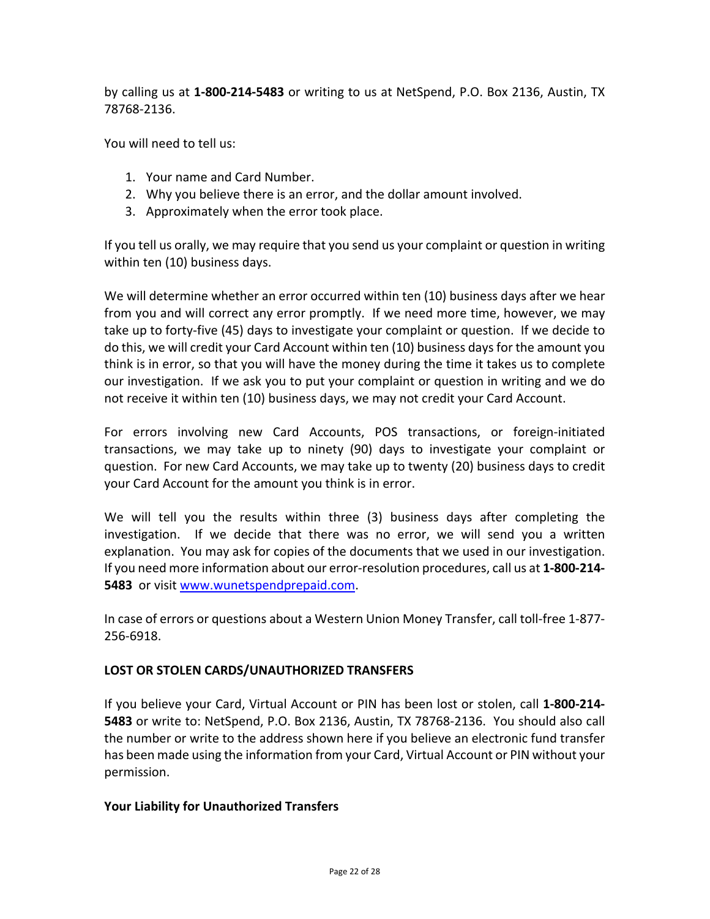by calling us at **1-800-214-5483** or writing to us at NetSpend, P.O. Box 2136, Austin, TX 78768-2136.

You will need to tell us:

1. Your name and Card Number.
2. Why you believe there is an error, and the dollar amount involved.
3. Approximately when the error took place.

If you tell us orally, we may require that you send us your complaint or question in writing within ten (10) business days.

We will determine whether an error occurred within ten (10) business days after we hear from you and will correct any error promptly. If we need more time, however, we may take up to forty-five (45) days to investigate your complaint or question. If we decide to do this, we will credit your Card Account within ten (10) business days for the amount you think is in error, so that you will have the money during the time it takes us to complete our investigation. If we ask you to put your complaint or question in writing and we do not receive it within ten (10) business days, we may not credit your Card Account.

For errors involving new Card Accounts, POS transactions, or foreign-initiated transactions, we may take up to ninety (90) days to investigate your complaint or question. For new Card Accounts, we may take up to twenty (20) business days to credit your Card Account for the amount you think is in error.

We will tell you the results within three (3) business days after completing the investigation. If we decide that there was no error, we will send you a written explanation. You may ask for copies of the documents that we used in our investigation. If you need more information about our error-resolution procedures, call us at **1-800-214-5483** or visit www.wunetspendprepaid.com.

In case of errors or questions about a Western Union Money Transfer, call toll-free 1-877-256-6918.

**LOST OR STOLEN CARDS/UNAUTHORIZED TRANSFERS**

If you believe your Card, Virtual Account or PIN has been lost or stolen, call **1-800-214-5483** or write to: NetSpend, P.O. Box 2136, Austin, TX 78768-2136. You should also call the number or write to the address shown here if you believe an electronic fund transfer has been made using the information from your Card, Virtual Account or PIN without your permission.

**Your Liability for Unauthorized Transfers**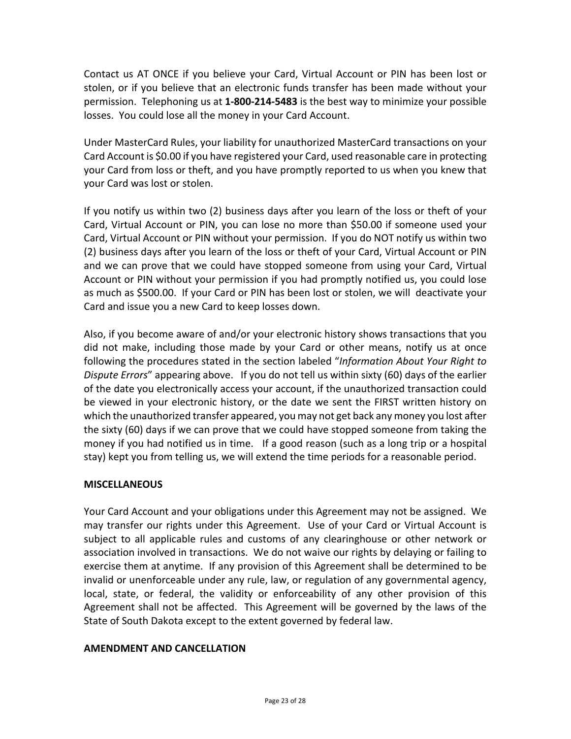Contact us AT ONCE if you believe your Card, Virtual Account or PIN has been lost or stolen, or if you believe that an electronic funds transfer has been made without your permission. Telephoning us at **1-800-214-5483** is the best way to minimize your possible losses. You could lose all the money in your Card Account.

Under MasterCard Rules, your liability for unauthorized MasterCard transactions on your Card Account is $0.00 if you have registered your Card, used reasonable care in protecting your Card from loss or theft, and you have promptly reported to us when you knew that your Card was lost or stolen.

If you notify us within two (2) business days after you learn of the loss or theft of your Card, Virtual Account or PIN, you can lose no more than $50.00 if someone used your Card, Virtual Account or PIN without your permission. If you do NOT notify us within two (2) business days after you learn of the loss or theft of your Card, Virtual Account or PIN and we can prove that we could have stopped someone from using your Card, Virtual Account or PIN without your permission if you had promptly notified us, you could lose as much as $500.00. If your Card or PIN has been lost or stolen, we will deactivate your Card and issue you a new Card to keep losses down.

Also, if you become aware of and/or your electronic history shows transactions that you did not make, including those made by your Card or other means, notify us at once following the procedures stated in the section labeled "*Information About Your Right to Dispute Errors*" appearing above. If you do not tell us within sixty (60) days of the earlier of the date you electronically access your account, if the unauthorized transaction could be viewed in your electronic history, or the date we sent the FIRST written history on which the unauthorized transfer appeared, you may not get back any money you lost after the sixty (60) days if we can prove that we could have stopped someone from taking the money if you had notified us in time. If a good reason (such as a long trip or a hospital stay) kept you from telling us, we will extend the time periods for a reasonable period.

**MISCELLANEOUS**

Your Card Account and your obligations under this Agreement may not be assigned. We may transfer our rights under this Agreement. Use of your Card or Virtual Account is subject to all applicable rules and customs of any clearinghouse or other network or association involved in transactions. We do not waive our rights by delaying or failing to exercise them at anytime. If any provision of this Agreement shall be determined to be invalid or unenforceable under any rule, law, or regulation of any governmental agency, local, state, or federal, the validity or enforceability of any other provision of this Agreement shall not be affected. This Agreement will be governed by the laws of the State of South Dakota except to the extent governed by federal law.

**AMENDMENT AND CANCELLATION**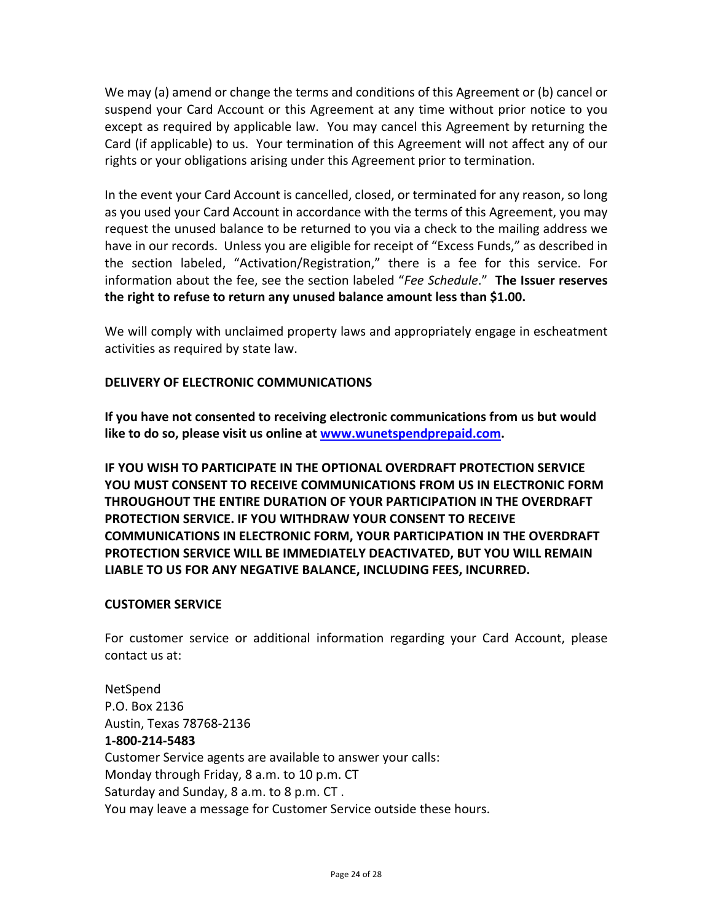We may (a) amend or change the terms and conditions of this Agreement or (b) cancel or suspend your Card Account or this Agreement at any time without prior notice to you except as required by applicable law. You may cancel this Agreement by returning the Card (if applicable) to us. Your termination of this Agreement will not affect any of our rights or your obligations arising under this Agreement prior to termination.

In the event your Card Account is cancelled, closed, or terminated for any reason, so long as you used your Card Account in accordance with the terms of this Agreement, you may request the unused balance to be returned to you via a check to the mailing address we have in our records. Unless you are eligible for receipt of "Excess Funds," as described in the section labeled, "Activation/Registration," there is a fee for this service. For information about the fee, see the section labeled "*Fee Schedule*." **The Issuer reserves the right to refuse to return any unused balance amount less than $1.00.**

We will comply with unclaimed property laws and appropriately engage in escheatment activities as required by state law.

**DELIVERY OF ELECTRONIC COMMUNICATIONS**

**If you have not consented to receiving electronic communications from us but would like to do so, please visit us online at [www.wunetspendprepaid.com](www.wunetspendprepaid.com).**

**IF YOU WISH TO PARTICIPATE IN THE OPTIONAL OVERDRAFT PROTECTION SERVICE YOU MUST CONSENT TO RECEIVE COMMUNICATIONS FROM US IN ELECTRONIC FORM THROUGHOUT THE ENTIRE DURATION OF YOUR PARTICIPATION IN THE OVERDRAFT PROTECTION SERVICE. IF YOU WITHDRAW YOUR CONSENT TO RECEIVE COMMUNICATIONS IN ELECTRONIC FORM, YOUR PARTICIPATION IN THE OVERDRAFT PROTECTION SERVICE WILL BE IMMEDIATELY DEACTIVATED, BUT YOU WILL REMAIN LIABLE TO US FOR ANY NEGATIVE BALANCE, INCLUDING FEES, INCURRED.**

**CUSTOMER SERVICE**

For customer service or additional information regarding your Card Account, please contact us at:

NetSpend
P.O. Box 2136
Austin, Texas 78768-2136
**1-800-214-5483**
Customer Service agents are available to answer your calls:
Monday through Friday, 8 a.m. to 10 p.m. CT
Saturday and Sunday, 8 a.m. to 8 p.m. CT .
You may leave a message for Customer Service outside these hours.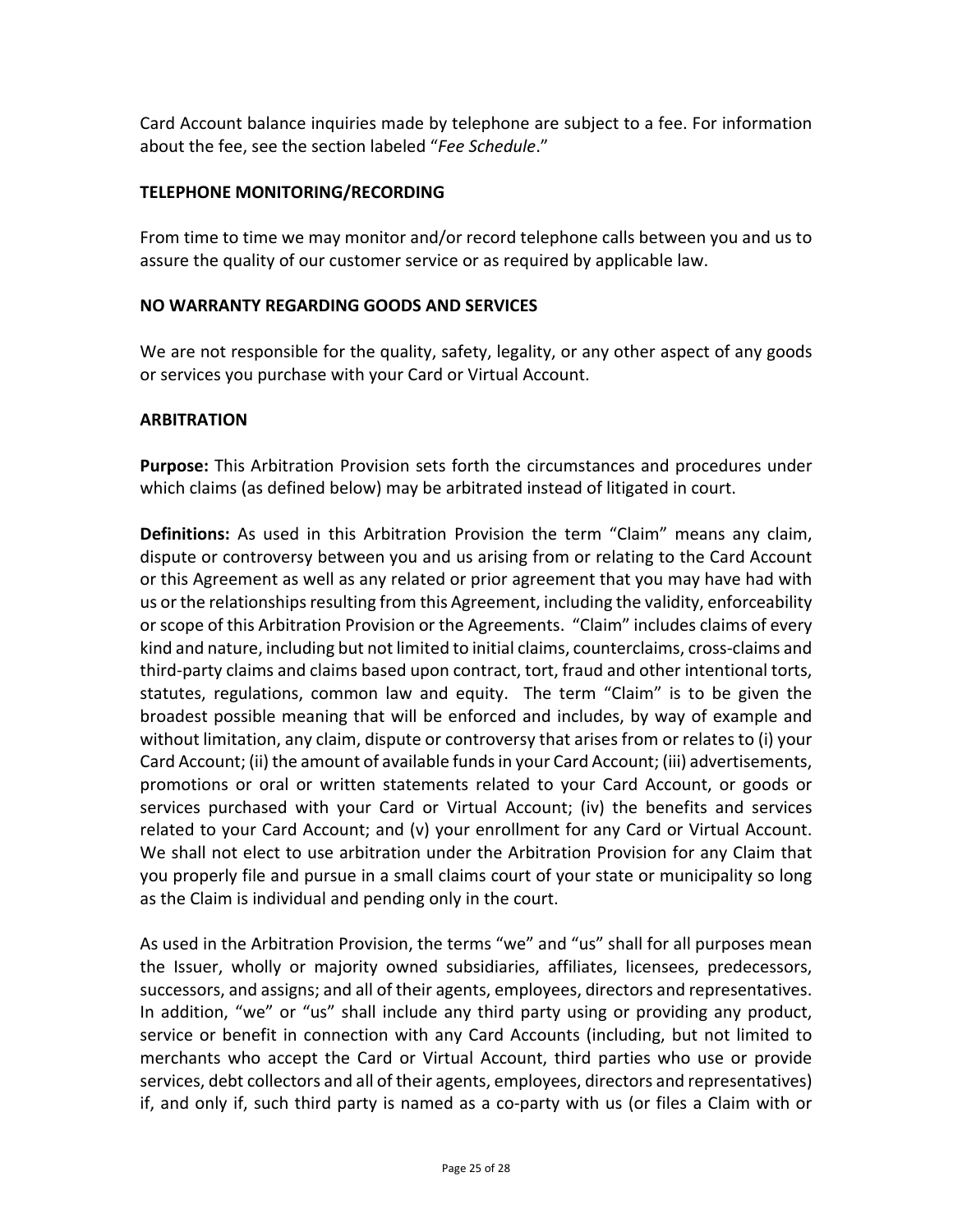Card Account balance inquiries made by telephone are subject to a fee. For information about the fee, see the section labeled "*Fee Schedule*."

**TELEPHONE MONITORING/RECORDING**

From time to time we may monitor and/or record telephone calls between you and us to assure the quality of our customer service or as required by applicable law.

**NO WARRANTY REGARDING GOODS AND SERVICES**

We are not responsible for the quality, safety, legality, or any other aspect of any goods or services you purchase with your Card or Virtual Account.

**ARBITRATION**

**Purpose:** This Arbitration Provision sets forth the circumstances and procedures under which claims (as defined below) may be arbitrated instead of litigated in court.

**Definitions:** As used in this Arbitration Provision the term "Claim" means any claim, dispute or controversy between you and us arising from or relating to the Card Account or this Agreement as well as any related or prior agreement that you may have had with us or the relationships resulting from this Agreement, including the validity, enforceability or scope of this Arbitration Provision or the Agreements. "Claim" includes claims of every kind and nature, including but not limited to initial claims, counterclaims, cross-claims and third-party claims and claims based upon contract, tort, fraud and other intentional torts, statutes, regulations, common law and equity. The term "Claim" is to be given the broadest possible meaning that will be enforced and includes, by way of example and without limitation, any claim, dispute or controversy that arises from or relates to (i) your Card Account; (ii) the amount of available funds in your Card Account; (iii) advertisements, promotions or oral or written statements related to your Card Account, or goods or services purchased with your Card or Virtual Account; (iv) the benefits and services related to your Card Account; and (v) your enrollment for any Card or Virtual Account. We shall not elect to use arbitration under the Arbitration Provision for any Claim that you properly file and pursue in a small claims court of your state or municipality so long as the Claim is individual and pending only in the court.

As used in the Arbitration Provision, the terms "we" and "us" shall for all purposes mean the Issuer, wholly or majority owned subsidiaries, affiliates, licensees, predecessors, successors, and assigns; and all of their agents, employees, directors and representatives. In addition, "we" or "us" shall include any third party using or providing any product, service or benefit in connection with any Card Accounts (including, but not limited to merchants who accept the Card or Virtual Account, third parties who use or provide services, debt collectors and all of their agents, employees, directors and representatives) if, and only if, such third party is named as a co-party with us (or files a Claim with or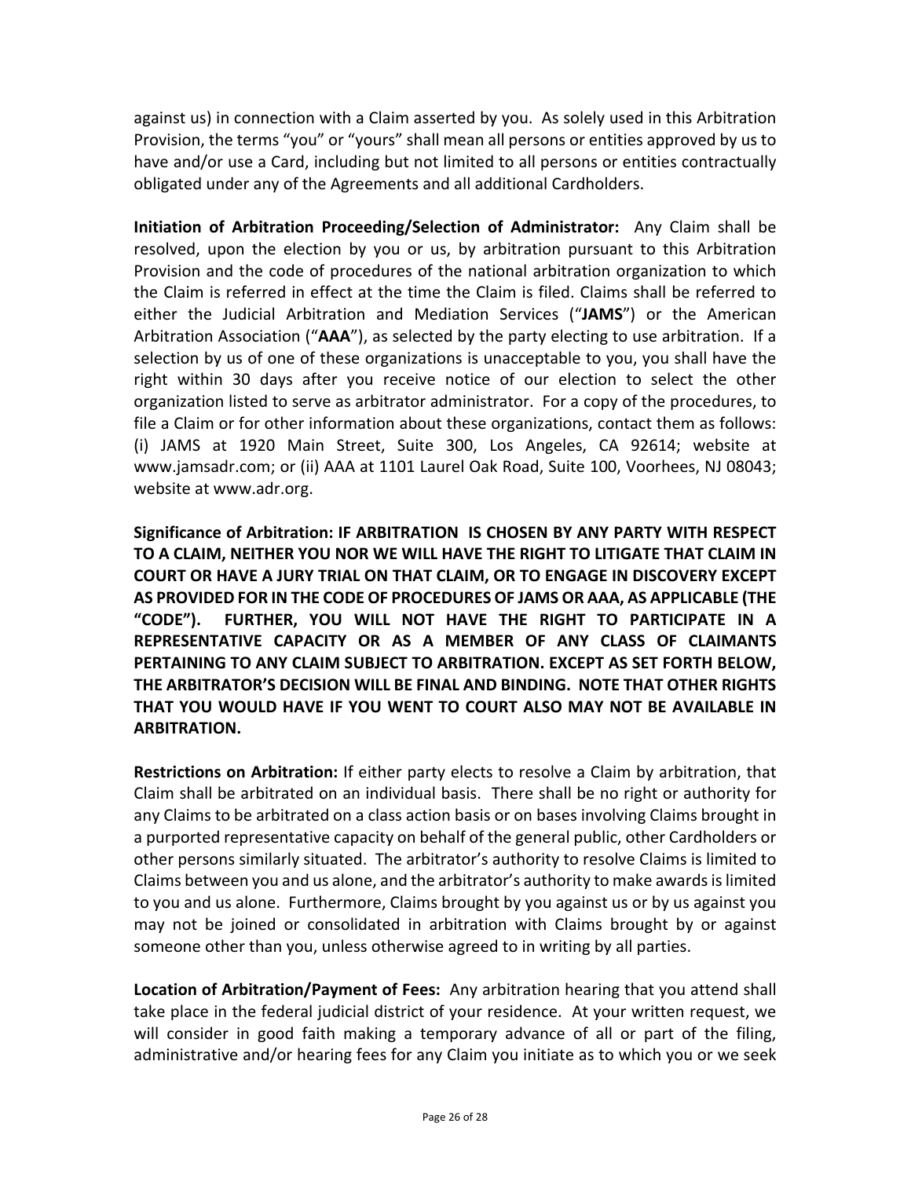against us) in connection with a Claim asserted by you. As solely used in this Arbitration Provision, the terms "you" or "yours" shall mean all persons or entities approved by us to have and/or use a Card, including but not limited to all persons or entities contractually obligated under any of the Agreements and all additional Cardholders.

**Initiation of Arbitration Proceeding/Selection of Administrator:** Any Claim shall be resolved, upon the election by you or us, by arbitration pursuant to this Arbitration Provision and the code of procedures of the national arbitration organization to which the Claim is referred in effect at the time the Claim is filed. Claims shall be referred to either the Judicial Arbitration and Mediation Services ("**JAMS**") or the American Arbitration Association ("**AAA**"), as selected by the party electing to use arbitration. If a selection by us of one of these organizations is unacceptable to you, you shall have the right within 30 days after you receive notice of our election to select the other organization listed to serve as arbitrator administrator. For a copy of the procedures, to file a Claim or for other information about these organizations, contact them as follows: (i) JAMS at 1920 Main Street, Suite 300, Los Angeles, CA 92614; website at www.jamsadr.com; or (ii) AAA at 1101 Laurel Oak Road, Suite 100, Voorhees, NJ 08043; website at www.adr.org.

**Significance of Arbitration: IF ARBITRATION IS CHOSEN BY ANY PARTY WITH RESPECT TO A CLAIM, NEITHER YOU NOR WE WILL HAVE THE RIGHT TO LITIGATE THAT CLAIM IN COURT OR HAVE A JURY TRIAL ON THAT CLAIM, OR TO ENGAGE IN DISCOVERY EXCEPT AS PROVIDED FOR IN THE CODE OF PROCEDURES OF JAMS OR AAA, AS APPLICABLE (THE "CODE"). FURTHER, YOU WILL NOT HAVE THE RIGHT TO PARTICIPATE IN A REPRESENTATIVE CAPACITY OR AS A MEMBER OF ANY CLASS OF CLAIMANTS PERTAINING TO ANY CLAIM SUBJECT TO ARBITRATION. EXCEPT AS SET FORTH BELOW, THE ARBITRATOR'S DECISION WILL BE FINAL AND BINDING. NOTE THAT OTHER RIGHTS THAT YOU WOULD HAVE IF YOU WENT TO COURT ALSO MAY NOT BE AVAILABLE IN ARBITRATION.**

**Restrictions on Arbitration:** If either party elects to resolve a Claim by arbitration, that Claim shall be arbitrated on an individual basis. There shall be no right or authority for any Claims to be arbitrated on a class action basis or on bases involving Claims brought in a purported representative capacity on behalf of the general public, other Cardholders or other persons similarly situated. The arbitrator's authority to resolve Claims is limited to Claims between you and us alone, and the arbitrator's authority to make awards is limited to you and us alone. Furthermore, Claims brought by you against us or by us against you may not be joined or consolidated in arbitration with Claims brought by or against someone other than you, unless otherwise agreed to in writing by all parties.

**Location of Arbitration/Payment of Fees:** Any arbitration hearing that you attend shall take place in the federal judicial district of your residence. At your written request, we will consider in good faith making a temporary advance of all or part of the filing, administrative and/or hearing fees for any Claim you initiate as to which you or we seek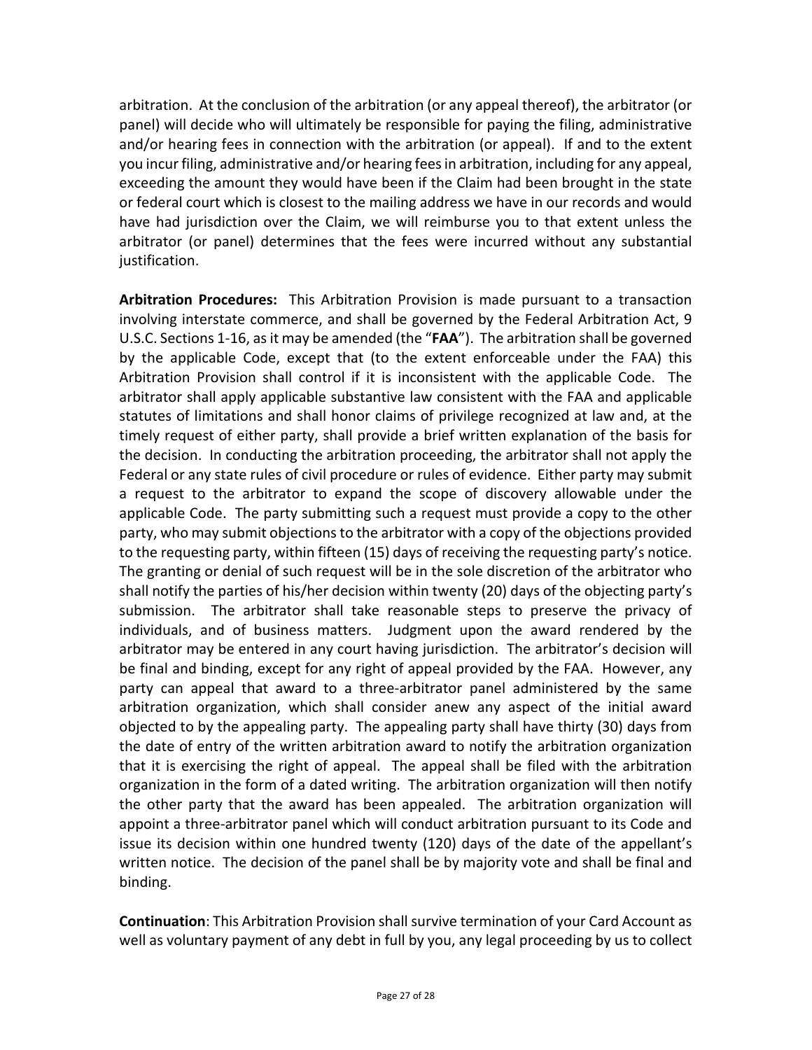arbitration. At the conclusion of the arbitration (or any appeal thereof), the arbitrator (or panel) will decide who will ultimately be responsible for paying the filing, administrative and/or hearing fees in connection with the arbitration (or appeal). If and to the extent you incur filing, administrative and/or hearing fees in arbitration, including for any appeal, exceeding the amount they would have been if the Claim had been brought in the state or federal court which is closest to the mailing address we have in our records and would have had jurisdiction over the Claim, we will reimburse you to that extent unless the arbitrator (or panel) determines that the fees were incurred without any substantial justification.

**Arbitration Procedures:** This Arbitration Provision is made pursuant to a transaction involving interstate commerce, and shall be governed by the Federal Arbitration Act, 9 U.S.C. Sections 1-16, as it may be amended (the "**FAA**"). The arbitration shall be governed by the applicable Code, except that (to the extent enforceable under the FAA) this Arbitration Provision shall control if it is inconsistent with the applicable Code. The arbitrator shall apply applicable substantive law consistent with the FAA and applicable statutes of limitations and shall honor claims of privilege recognized at law and, at the timely request of either party, shall provide a brief written explanation of the basis for the decision. In conducting the arbitration proceeding, the arbitrator shall not apply the Federal or any state rules of civil procedure or rules of evidence. Either party may submit a request to the arbitrator to expand the scope of discovery allowable under the applicable Code. The party submitting such a request must provide a copy to the other party, who may submit objections to the arbitrator with a copy of the objections provided to the requesting party, within fifteen (15) days of receiving the requesting party's notice. The granting or denial of such request will be in the sole discretion of the arbitrator who shall notify the parties of his/her decision within twenty (20) days of the objecting party's submission. The arbitrator shall take reasonable steps to preserve the privacy of individuals, and of business matters. Judgment upon the award rendered by the arbitrator may be entered in any court having jurisdiction. The arbitrator's decision will be final and binding, except for any right of appeal provided by the FAA. However, any party can appeal that award to a three-arbitrator panel administered by the same arbitration organization, which shall consider anew any aspect of the initial award objected to by the appealing party. The appealing party shall have thirty (30) days from the date of entry of the written arbitration award to notify the arbitration organization that it is exercising the right of appeal. The appeal shall be filed with the arbitration organization in the form of a dated writing. The arbitration organization will then notify the other party that the award has been appealed. The arbitration organization will appoint a three-arbitrator panel which will conduct arbitration pursuant to its Code and issue its decision within one hundred twenty (120) days of the date of the appellant's written notice. The decision of the panel shall be by majority vote and shall be final and binding.

**Continuation**: This Arbitration Provision shall survive termination of your Card Account as well as voluntary payment of any debt in full by you, any legal proceeding by us to collect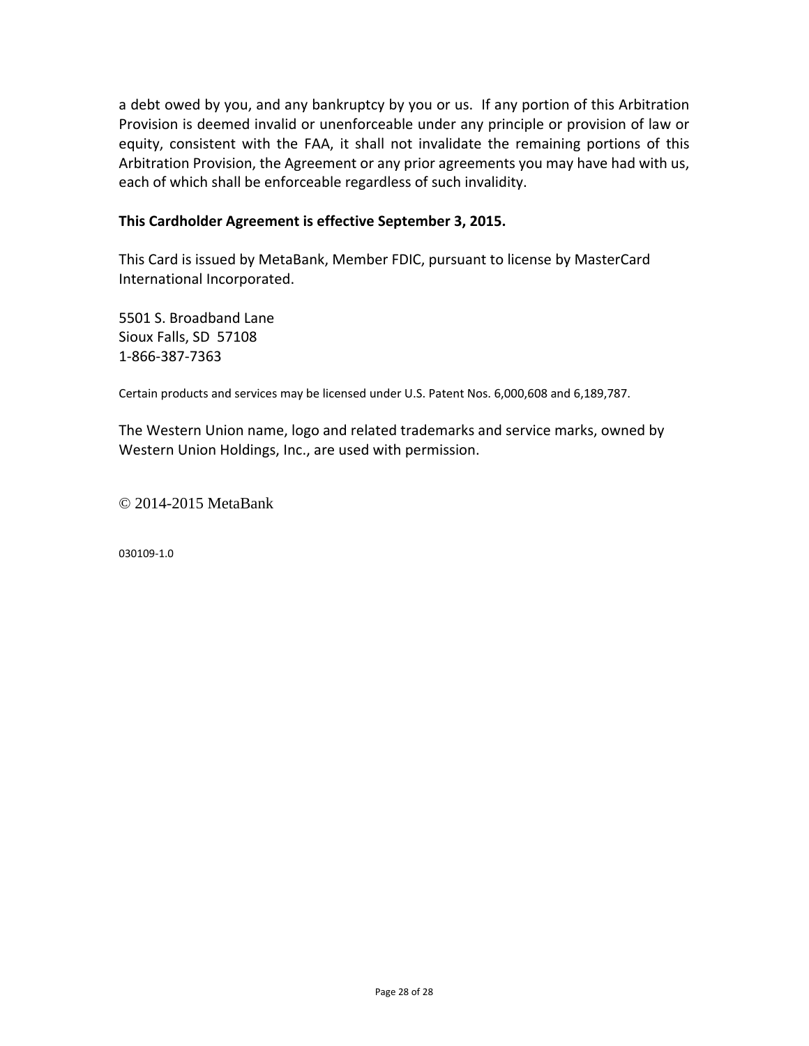a debt owed by you, and any bankruptcy by you or us. If any portion of this Arbitration Provision is deemed invalid or unenforceable under any principle or provision of law or equity, consistent with the FAA, it shall not invalidate the remaining portions of this Arbitration Provision, the Agreement or any prior agreements you may have had with us, each of which shall be enforceable regardless of such invalidity.

**This Cardholder Agreement is effective September 3, 2015.**

This Card is issued by MetaBank, Member FDIC, pursuant to license by MasterCard International Incorporated.

5501 S. Broadband Lane
Sioux Falls, SD 57108
1-866-387-7363

Certain products and services may be licensed under U.S. Patent Nos. 6,000,608 and 6,189,787.

The Western Union name, logo and related trademarks and service marks, owned by Western Union Holdings, Inc., are used with permission.

© 2014-2015 MetaBank

030109-1.0